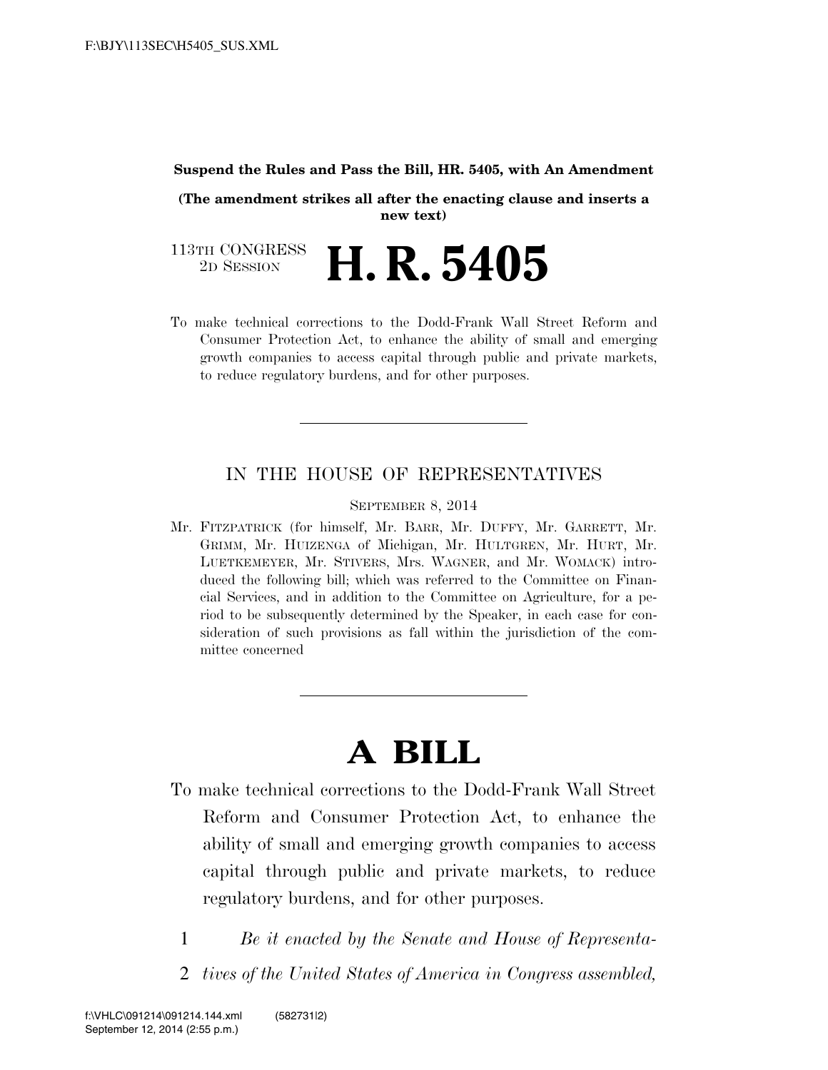**Suspend the Rules and Pass the Bill, HR. 5405, with An Amendment**

**(The amendment strikes all after the enacting clause and inserts a new text)**

113TH CONGRESS
2D SESSION

# H. R. 5405

To make technical corrections to the Dodd-Frank Wall Street Reform and Consumer Protection Act, to enhance the ability of small and emerging growth companies to access capital through public and private markets, to reduce regulatory burdens, and for other purposes.

---

IN THE HOUSE OF REPRESENTATIVES

SEPTEMBER 8, 2014

Mr. FITZPATRICK (for himself, Mr. BARR, Mr. DUFFY, Mr. GARRETT, Mr. GRIMM, Mr. HUIZENGA of Michigan, Mr. HULTGREN, Mr. HURT, Mr. LUETKEMEYER, Mr. STIVERS, Mrs. WAGNER, and Mr. WOMACK) introduced the following bill; which was referred to the Committee on Financial Services, and in addition to the Committee on Agriculture, for a period to be subsequently determined by the Speaker, in each case for consideration of such provisions as fall within the jurisdiction of the committee concerned

---

# A BILL

To make technical corrections to the Dodd-Frank Wall Street Reform and Consumer Protection Act, to enhance the ability of small and emerging growth companies to access capital through public and private markets, to reduce regulatory burdens, and for other purposes.

1 *Be it enacted by the Senate and House of Representa-*
2 *tives of the United States of America in Congress assembled,*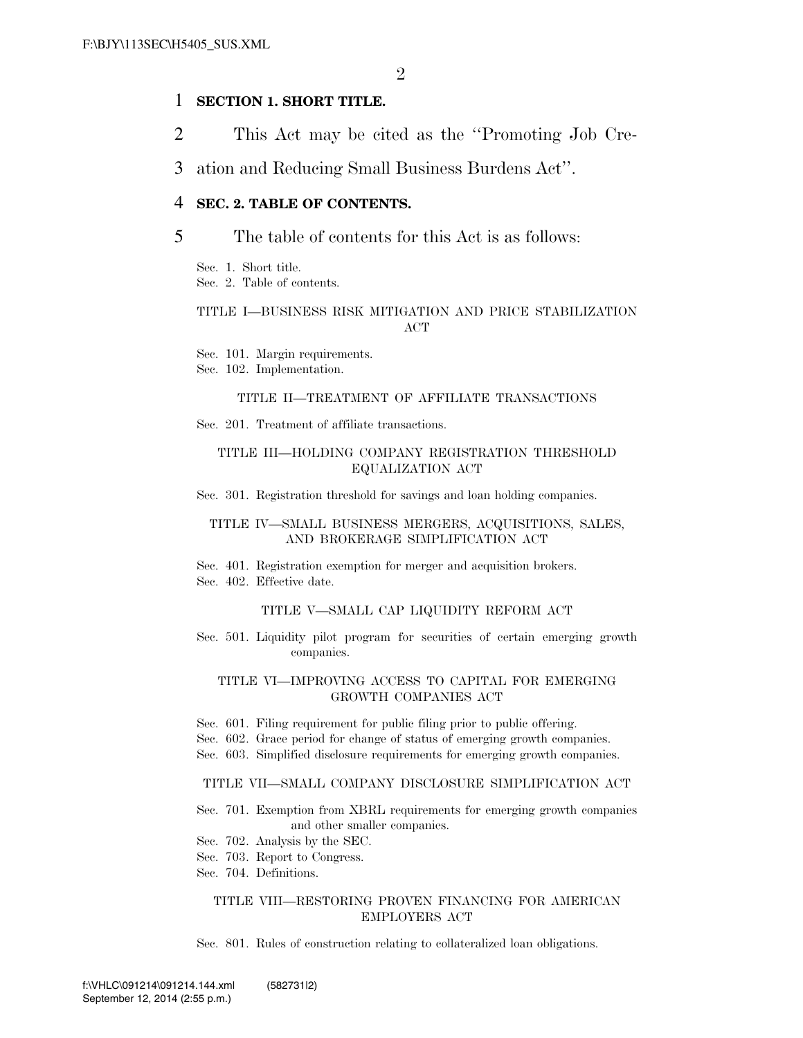**SECTION 1. SHORT TITLE.**

This Act may be cited as the ''Promoting Job Creation and Reducing Small Business Burdens Act''.

**SEC. 2. TABLE OF CONTENTS.**

The table of contents for this Act is as follows:

Sec. 1. Short title.
Sec. 2. Table of contents.

TITLE I—BUSINESS RISK MITIGATION AND PRICE STABILIZATION ACT

Sec. 101. Margin requirements.
Sec. 102. Implementation.

TITLE II—TREATMENT OF AFFILIATE TRANSACTIONS

Sec. 201. Treatment of affiliate transactions.

TITLE III—HOLDING COMPANY REGISTRATION THRESHOLD EQUALIZATION ACT

Sec. 301. Registration threshold for savings and loan holding companies.

TITLE IV—SMALL BUSINESS MERGERS, ACQUISITIONS, SALES, AND BROKERAGE SIMPLIFICATION ACT

Sec. 401. Registration exemption for merger and acquisition brokers.
Sec. 402. Effective date.

TITLE V—SMALL CAP LIQUIDITY REFORM ACT

Sec. 501. Liquidity pilot program for securities of certain emerging growth companies.

TITLE VI—IMPROVING ACCESS TO CAPITAL FOR EMERGING GROWTH COMPANIES ACT

Sec. 601. Filing requirement for public filing prior to public offering.
Sec. 602. Grace period for change of status of emerging growth companies.
Sec. 603. Simplified disclosure requirements for emerging growth companies.

TITLE VII—SMALL COMPANY DISCLOSURE SIMPLIFICATION ACT

Sec. 701. Exemption from XBRL requirements for emerging growth companies and other smaller companies.
Sec. 702. Analysis by the SEC.
Sec. 703. Report to Congress.
Sec. 704. Definitions.

TITLE VIII—RESTORING PROVEN FINANCING FOR AMERICAN EMPLOYERS ACT

Sec. 801. Rules of construction relating to collateralized loan obligations.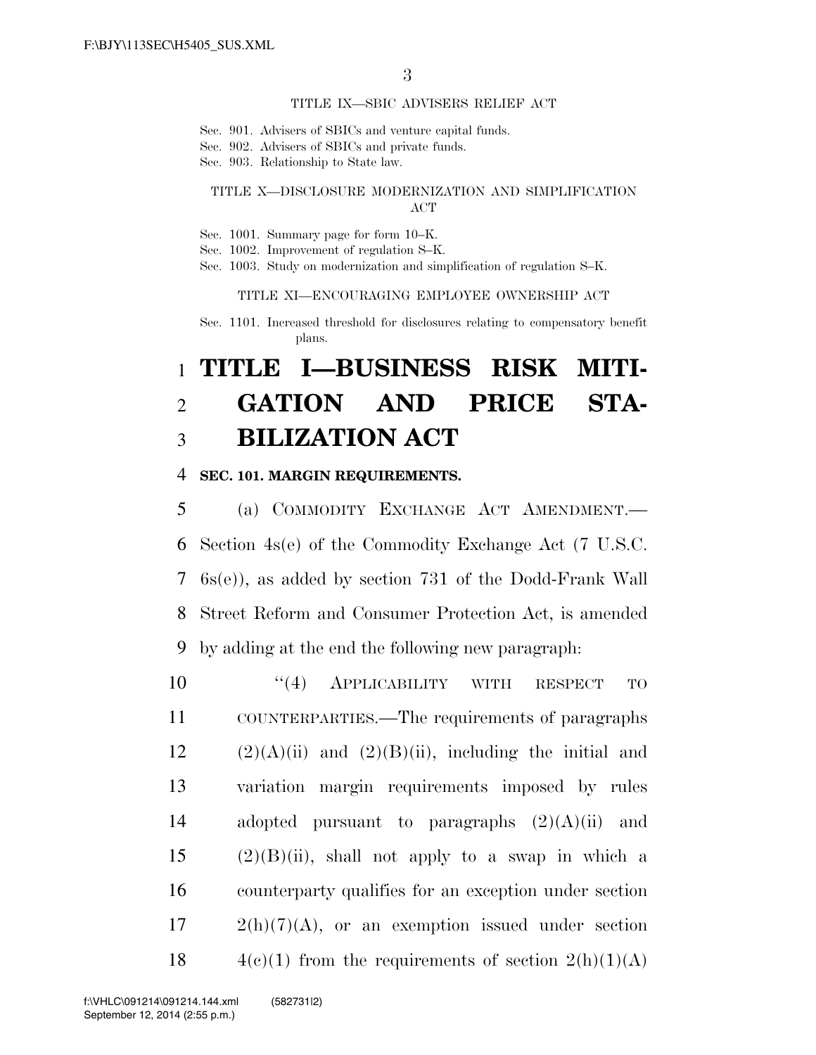TITLE IX—SBIC ADVISERS RELIEF ACT

Sec. 901. Advisers of SBICs and venture capital funds.
Sec. 902. Advisers of SBICs and private funds.
Sec. 903. Relationship to State law.

TITLE X—DISCLOSURE MODERNIZATION AND SIMPLIFICATION ACT

Sec. 1001. Summary page for form 10–K.
Sec. 1002. Improvement of regulation S–K.
Sec. 1003. Study on modernization and simplification of regulation S–K.

TITLE XI—ENCOURAGING EMPLOYEE OWNERSHIP ACT

Sec. 1101. Increased threshold for disclosures relating to compensatory benefit plans.

# TITLE I—BUSINESS RISK MITIGATION AND PRICE STABILIZATION ACT

**SEC. 101. MARGIN REQUIREMENTS.**

(a) COMMODITY EXCHANGE ACT AMENDMENT.—Section 4s(e) of the Commodity Exchange Act (7 U.S.C. 6s(e)), as added by section 731 of the Dodd-Frank Wall Street Reform and Consumer Protection Act, is amended by adding at the end the following new paragraph:

"(4) APPLICABILITY WITH RESPECT TO COUNTERPARTIES.—The requirements of paragraphs (2)(A)(ii) and (2)(B)(ii), including the initial and variation margin requirements imposed by rules adopted pursuant to paragraphs (2)(A)(ii) and (2)(B)(ii), shall not apply to a swap in which a counterparty qualifies for an exception under section 2(h)(7)(A), or an exemption issued under section 4(c)(1) from the requirements of section 2(h)(1)(A)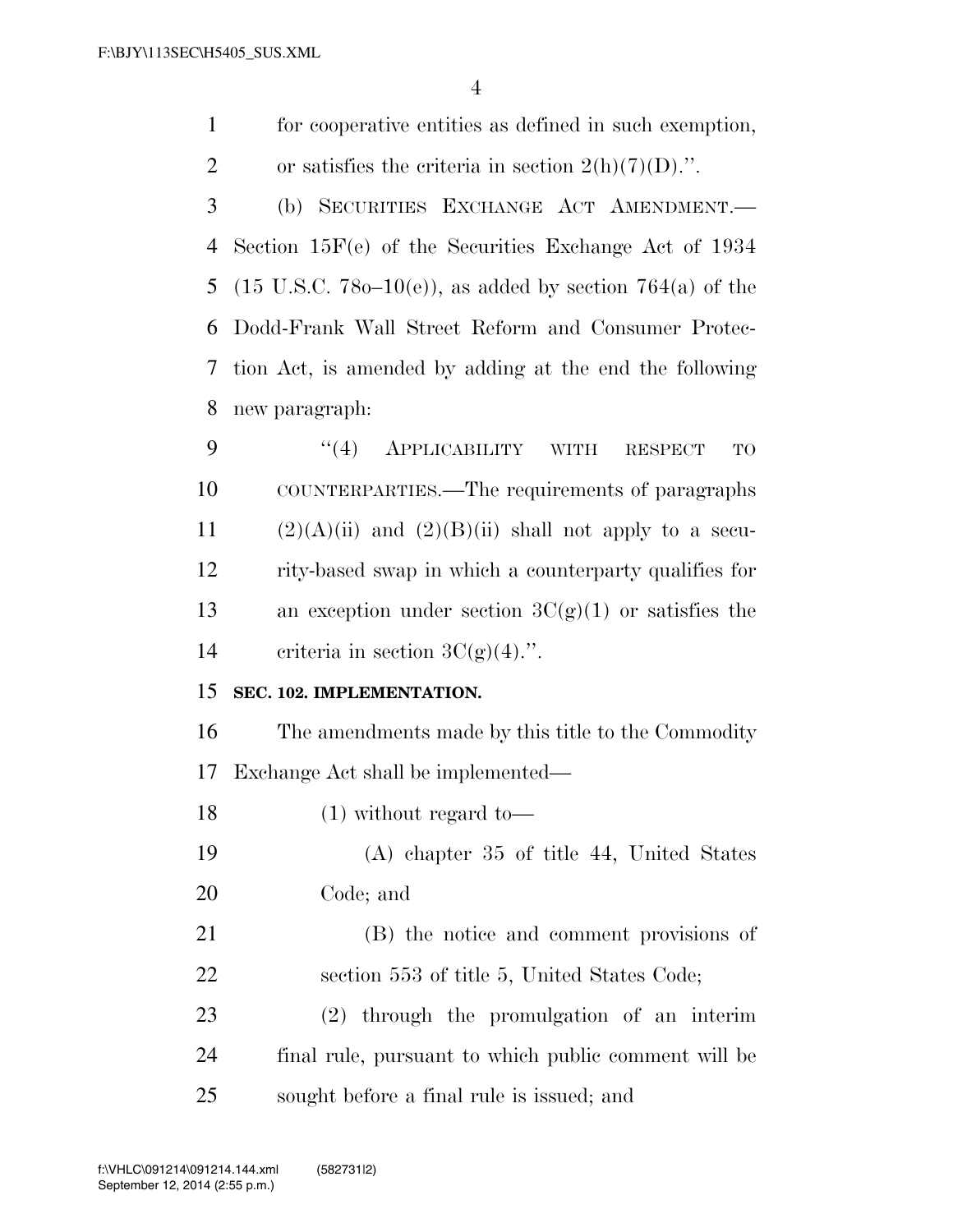for cooperative entities as defined in such exemption, or satisfies the criteria in section 2(h)(7)(D).''.

(b) SECURITIES EXCHANGE ACT AMENDMENT.—Section 15F(e) of the Securities Exchange Act of 1934 (15 U.S.C. 78o–10(e)), as added by section 764(a) of the Dodd-Frank Wall Street Reform and Consumer Protection Act, is amended by adding at the end the following new paragraph:

''(4) APPLICABILITY WITH RESPECT TO COUNTERPARTIES.—The requirements of paragraphs (2)(A)(ii) and (2)(B)(ii) shall not apply to a security-based swap in which a counterparty qualifies for an exception under section 3C(g)(1) or satisfies the criteria in section 3C(g)(4).''.

**SEC. 102. IMPLEMENTATION.**

The amendments made by this title to the Commodity Exchange Act shall be implemented—

(1) without regard to—

(A) chapter 35 of title 44, United States Code; and

(B) the notice and comment provisions of section 553 of title 5, United States Code;

(2) through the promulgation of an interim final rule, pursuant to which public comment will be sought before a final rule is issued; and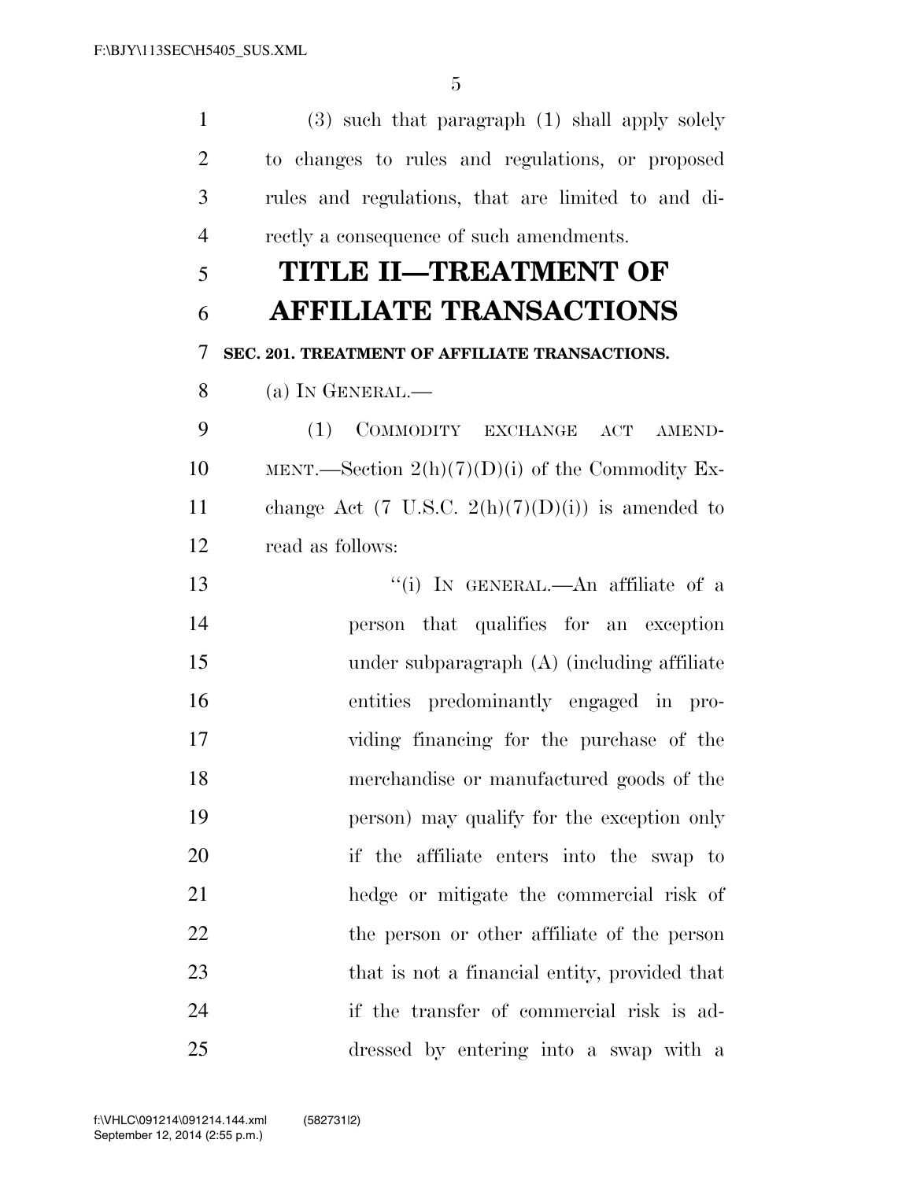(3) such that paragraph (1) shall apply solely to changes to rules and regulations, or proposed rules and regulations, that are limited to and directly a consequence of such amendments.

# TITLE II—TREATMENT OF AFFILIATE TRANSACTIONS

**SEC. 201. TREATMENT OF AFFILIATE TRANSACTIONS.**

(a) IN GENERAL.—

(1) COMMODITY EXCHANGE ACT AMENDMENT.—Section 2(h)(7)(D)(i) of the Commodity Exchange Act (7 U.S.C. 2(h)(7)(D)(i)) is amended to read as follows:

"(i) IN GENERAL.—An affiliate of a person that qualifies for an exception under subparagraph (A) (including affiliate entities predominantly engaged in providing financing for the purchase of the merchandise or manufactured goods of the person) may qualify for the exception only if the affiliate enters into the swap to hedge or mitigate the commercial risk of the person or other affiliate of the person that is not a financial entity, provided that if the transfer of commercial risk is addressed by entering into a swap with a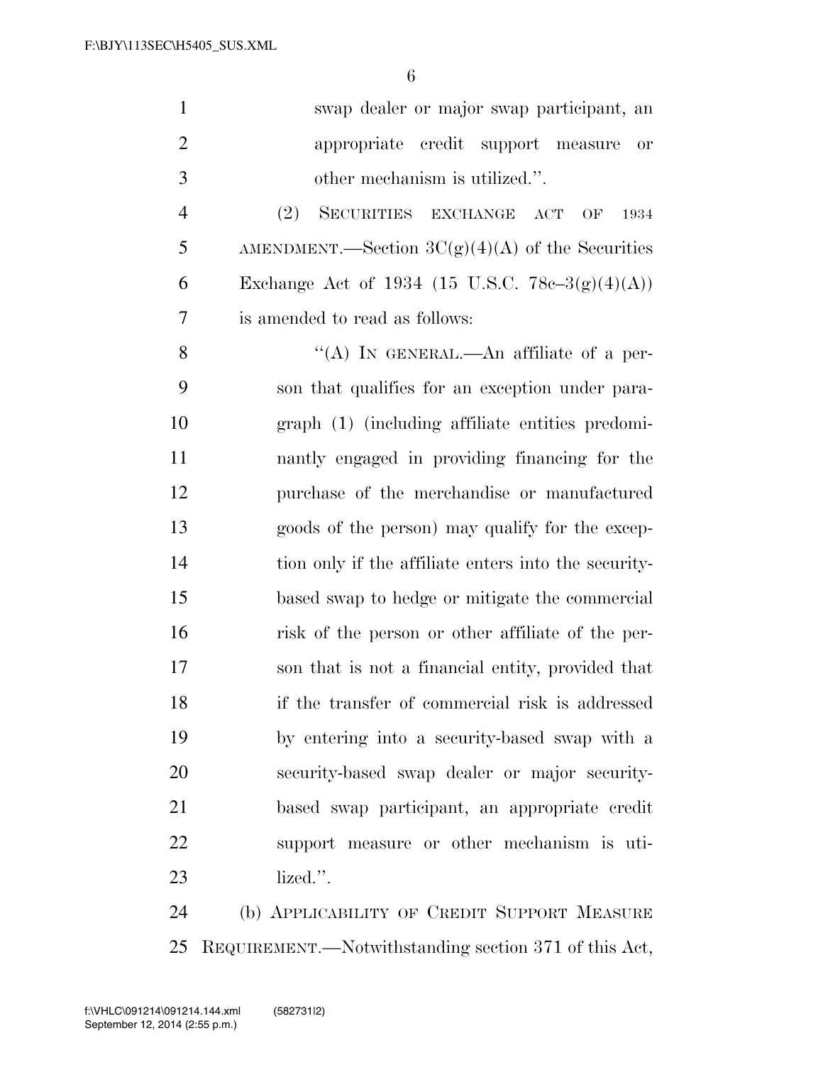swap dealer or major swap participant, an appropriate credit support measure or other mechanism is utilized.''.

(2) SECURITIES EXCHANGE ACT OF 1934 AMENDMENT.—Section 3C(g)(4)(A) of the Securities Exchange Act of 1934 (15 U.S.C. 78c–3(g)(4)(A)) is amended to read as follows:

''(A) IN GENERAL.—An affiliate of a person that qualifies for an exception under paragraph (1) (including affiliate entities predominantly engaged in providing financing for the purchase of the merchandise or manufactured goods of the person) may qualify for the exception only if the affiliate enters into the security-based swap to hedge or mitigate the commercial risk of the person or other affiliate of the person that is not a financial entity, provided that if the transfer of commercial risk is addressed by entering into a security-based swap with a security-based swap dealer or major security-based swap participant, an appropriate credit support measure or other mechanism is utilized.''.

(b) APPLICABILITY OF CREDIT SUPPORT MEASURE REQUIREMENT.—Notwithstanding section 371 of this Act,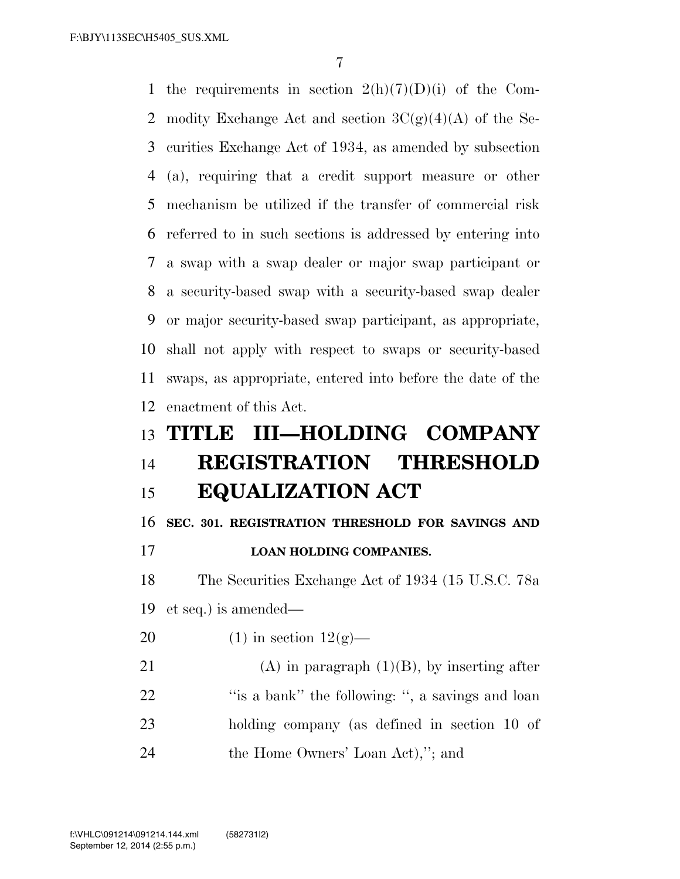the requirements in section 2(h)(7)(D)(i) of the Commodity Exchange Act and section 3C(g)(4)(A) of the Securities Exchange Act of 1934, as amended by subsection (a), requiring that a credit support measure or other mechanism be utilized if the transfer of commercial risk referred to in such sections is addressed by entering into a swap with a swap dealer or major swap participant or a security-based swap with a security-based swap dealer or major security-based swap participant, as appropriate, shall not apply with respect to swaps or security-based swaps, as appropriate, entered into before the date of the enactment of this Act.

# TITLE III—HOLDING COMPANY REGISTRATION THRESHOLD EQUALIZATION ACT

**SEC. 301. REGISTRATION THRESHOLD FOR SAVINGS AND LOAN HOLDING COMPANIES.**

The Securities Exchange Act of 1934 (15 U.S.C. 78a et seq.) is amended—

(1) in section 12(g)—

(A) in paragraph (1)(B), by inserting after ''is a bank'' the following: '', a savings and loan holding company (as defined in section 10 of the Home Owners' Loan Act),''; and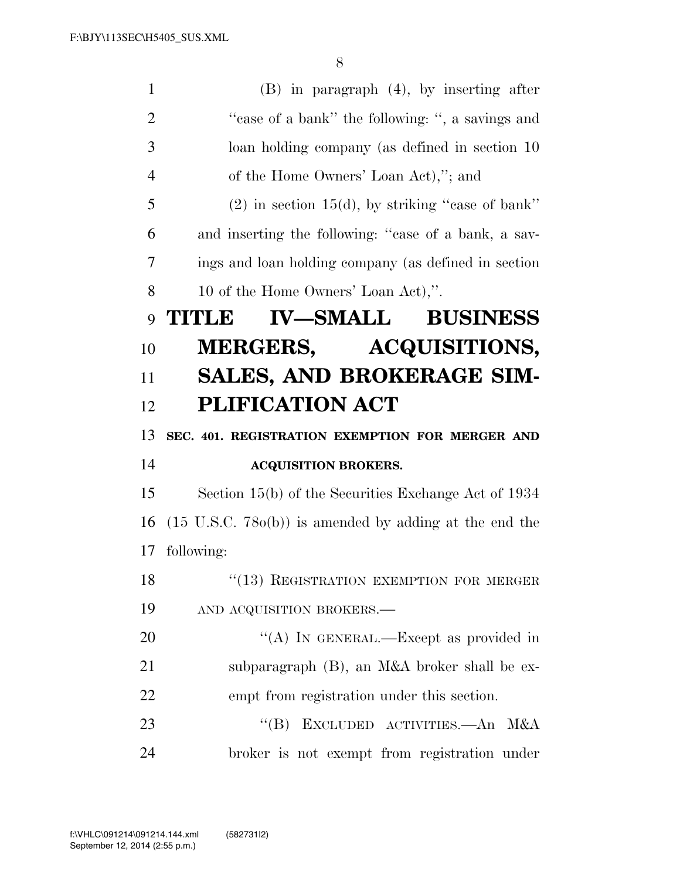(B) in paragraph (4), by inserting after "case of a bank" the following: ", a savings and loan holding company (as defined in section 10 of the Home Owners' Loan Act),"; and

(2) in section 15(d), by striking "case of bank" and inserting the following: "case of a bank, a savings and loan holding company (as defined in section 10 of the Home Owners' Loan Act),".

# TITLE IV—SMALL BUSINESS MERGERS, ACQUISITIONS, SALES, AND BROKERAGE SIMPLIFICATION ACT

### SEC. 401. REGISTRATION EXEMPTION FOR MERGER AND ACQUISITION BROKERS.

Section 15(b) of the Securities Exchange Act of 1934 (15 U.S.C. 78o(b)) is amended by adding at the end the following:

"(13) REGISTRATION EXEMPTION FOR MERGER AND ACQUISITION BROKERS.—

"(A) IN GENERAL.—Except as provided in subparagraph (B), an M&A broker shall be exempt from registration under this section.

"(B) EXCLUDED ACTIVITIES.—An M&A broker is not exempt from registration under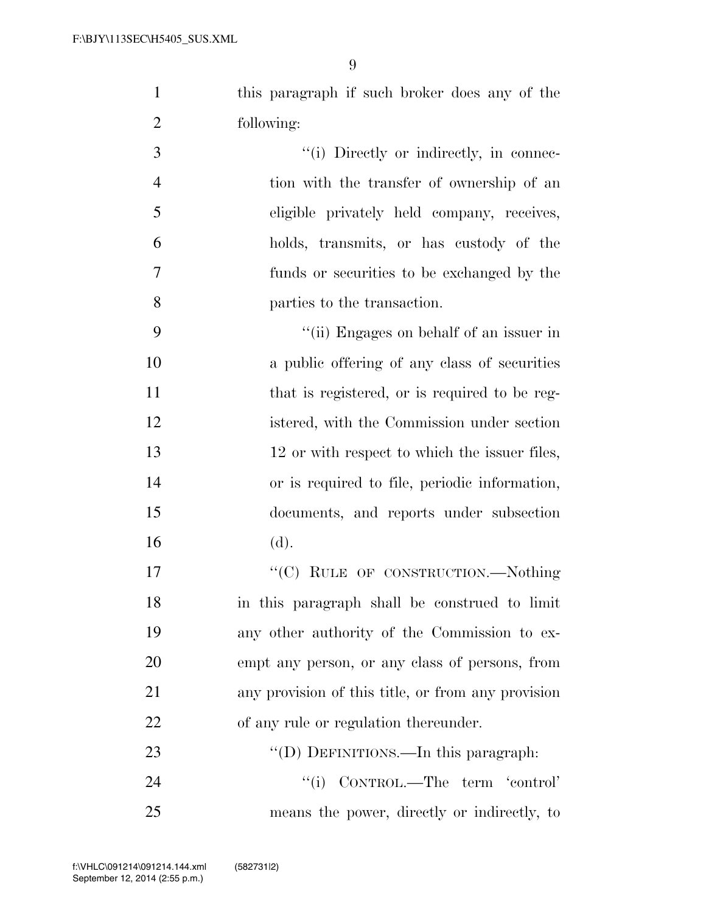this paragraph if such broker does any of the following:

''(i) Directly or indirectly, in connection with the transfer of ownership of an eligible privately held company, receives, holds, transmits, or has custody of the funds or securities to be exchanged by the parties to the transaction.

''(ii) Engages on behalf of an issuer in a public offering of any class of securities that is registered, or is required to be registered, with the Commission under section 12 or with respect to which the issuer files, or is required to file, periodic information, documents, and reports under subsection (d).

''(C) RULE OF CONSTRUCTION.—Nothing in this paragraph shall be construed to limit any other authority of the Commission to exempt any person, or any class of persons, from any provision of this title, or from any provision of any rule or regulation thereunder.

''(D) DEFINITIONS.—In this paragraph:

''(i) CONTROL.—The term 'control' means the power, directly or indirectly, to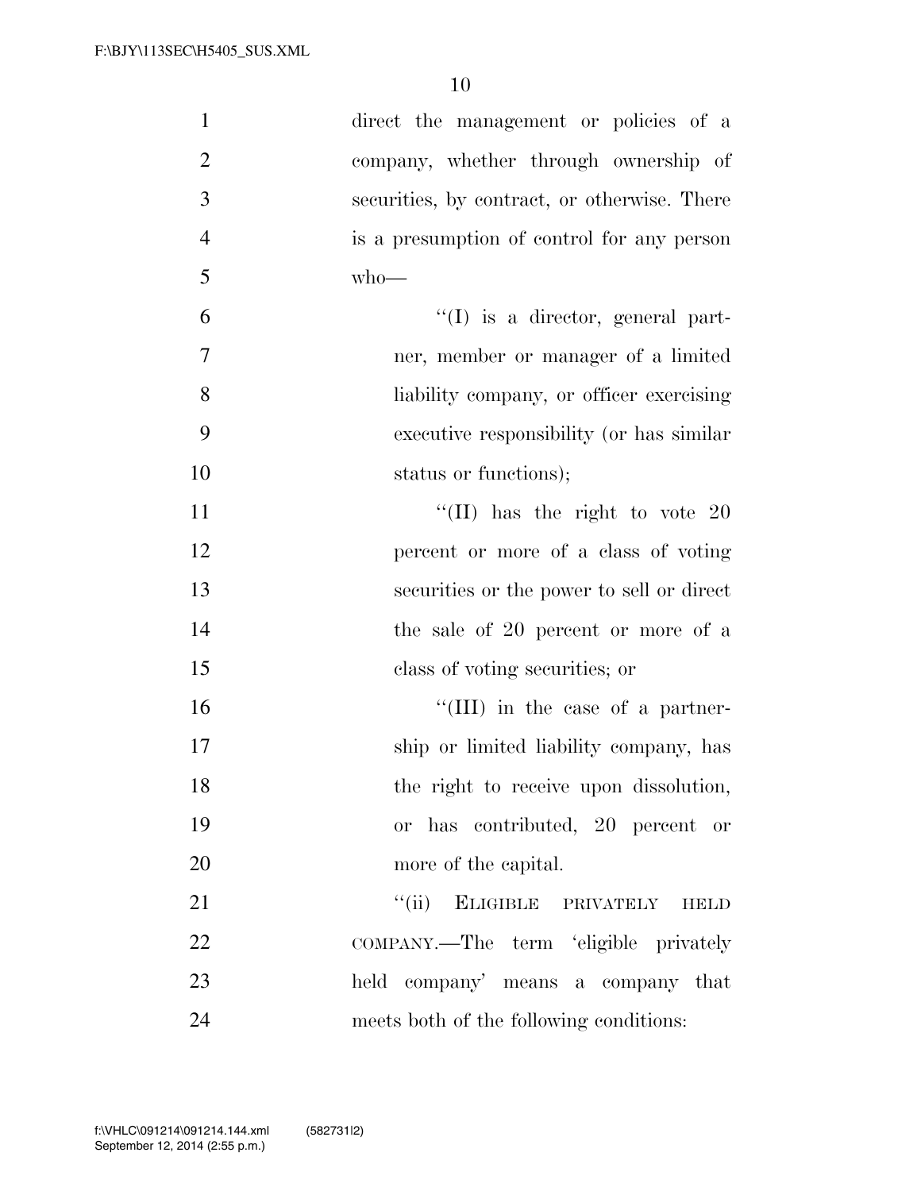direct the management or policies of a company, whether through ownership of securities, by contract, or otherwise. There is a presumption of control for any person who—

''(I) is a director, general partner, member or manager of a limited liability company, or officer exercising executive responsibility (or has similar status or functions);

''(II) has the right to vote 20 percent or more of a class of voting securities or the power to sell or direct the sale of 20 percent or more of a class of voting securities; or

''(III) in the case of a partnership or limited liability company, has the right to receive upon dissolution, or has contributed, 20 percent or more of the capital.

''(ii) ELIGIBLE PRIVATELY HELD COMPANY.—The term 'eligible privately held company' means a company that meets both of the following conditions: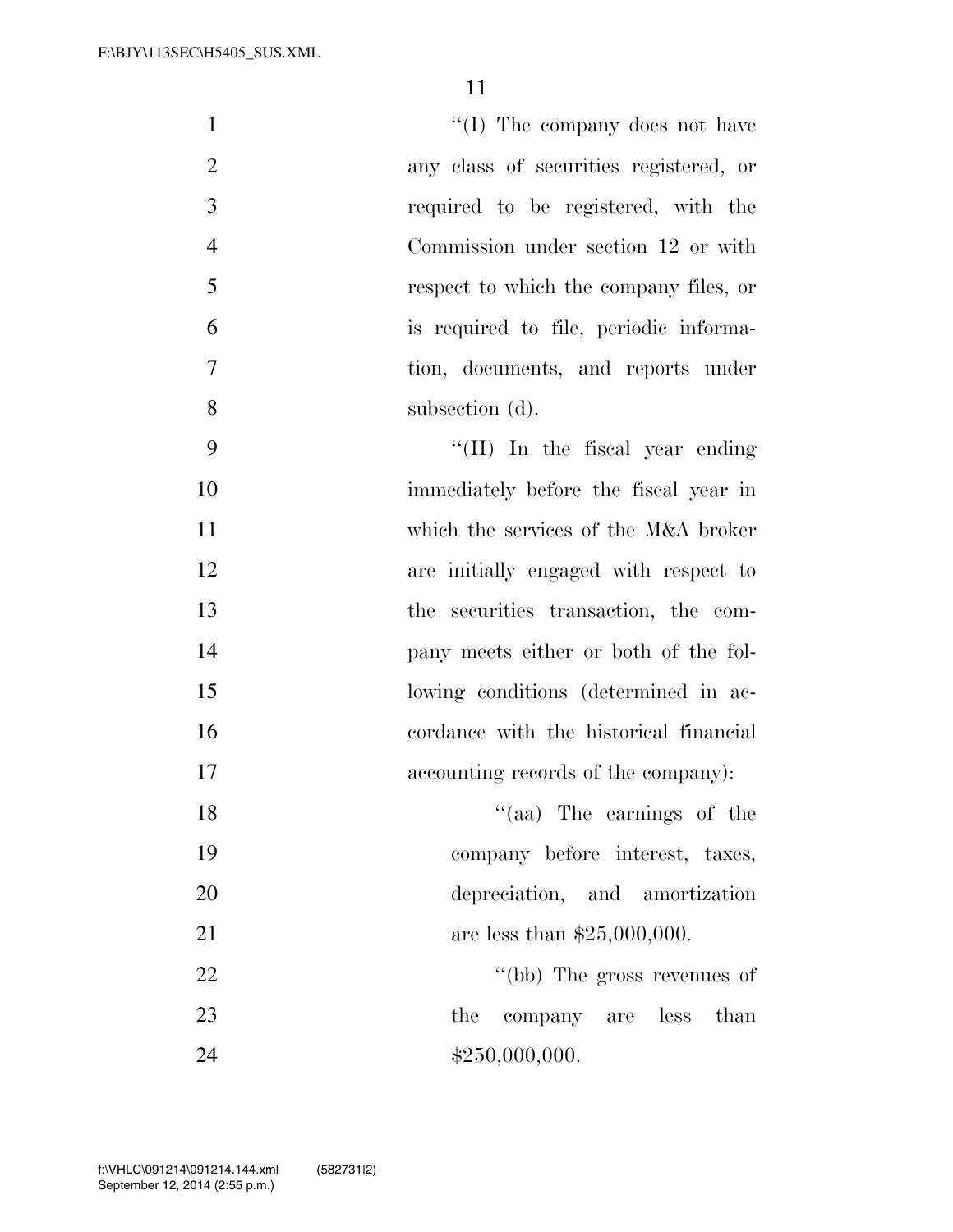"(I) The company does not have any class of securities registered, or required to be registered, with the Commission under section 12 or with respect to which the company files, or is required to file, periodic information, documents, and reports under subsection (d).

"(II) In the fiscal year ending immediately before the fiscal year in which the services of the M&A broker are initially engaged with respect to the securities transaction, the company meets either or both of the following conditions (determined in accordance with the historical financial accounting records of the company):

"(aa) The earnings of the company before interest, taxes, depreciation, and amortization are less than $25,000,000.

"(bb) The gross revenues of the company are less than $250,000,000.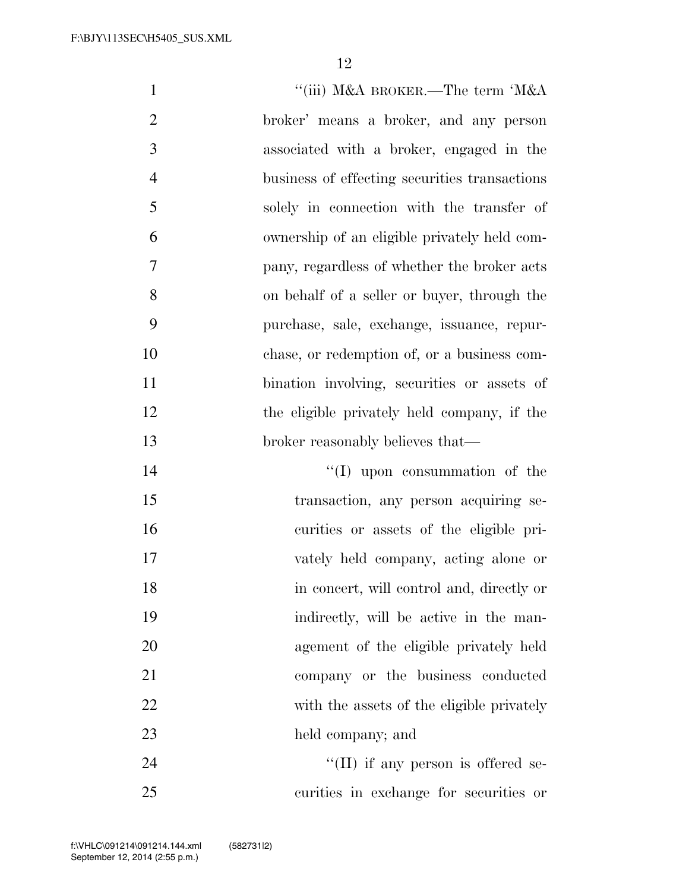''(iii) M&A BROKER.—The term 'M&A broker' means a broker, and any person associated with a broker, engaged in the business of effecting securities transactions solely in connection with the transfer of ownership of an eligible privately held company, regardless of whether the broker acts on behalf of a seller or buyer, through the purchase, sale, exchange, issuance, repurchase, or redemption of, or a business combination involving, securities or assets of the eligible privately held company, if the broker reasonably believes that—

''(I) upon consummation of the transaction, any person acquiring securities or assets of the eligible privately held company, acting alone or in concert, will control and, directly or indirectly, will be active in the management of the eligible privately held company or the business conducted with the assets of the eligible privately held company; and

''(II) if any person is offered securities in exchange for securities or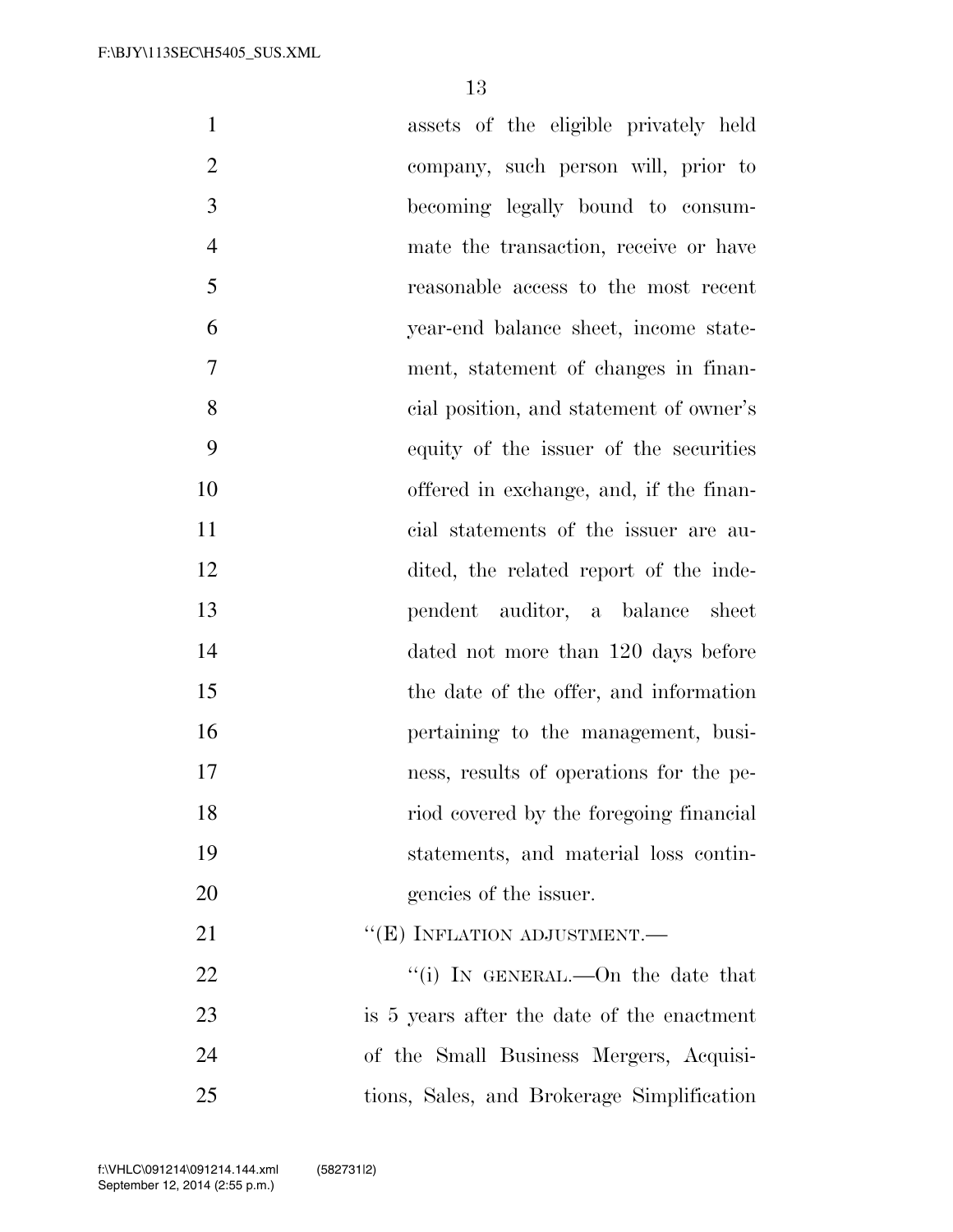assets of the eligible privately held company, such person will, prior to becoming legally bound to consummate the transaction, receive or have reasonable access to the most recent year-end balance sheet, income statement, statement of changes in financial position, and statement of owner's equity of the issuer of the securities offered in exchange, and, if the financial statements of the issuer are audited, the related report of the independent auditor, a balance sheet dated not more than 120 days before the date of the offer, and information pertaining to the management, business, results of operations for the period covered by the foregoing financial statements, and material loss contingencies of the issuer.

"(E) INFLATION ADJUSTMENT.—

"(i) IN GENERAL.—On the date that is 5 years after the date of the enactment of the Small Business Mergers, Acquisitions, Sales, and Brokerage Simplification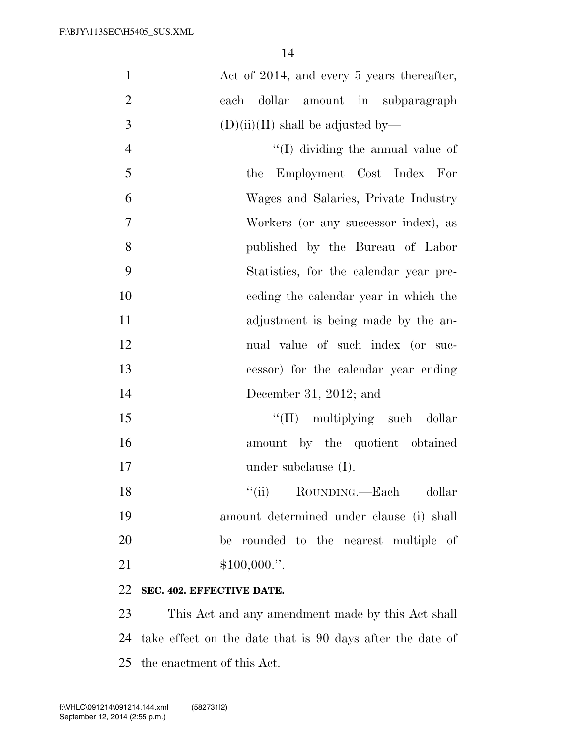Act of 2014, and every 5 years thereafter, each dollar amount in subparagraph (D)(ii)(II) shall be adjusted by—

"(I) dividing the annual value of the Employment Cost Index For Wages and Salaries, Private Industry Workers (or any successor index), as published by the Bureau of Labor Statistics, for the calendar year preceding the calendar year in which the adjustment is being made by the annual value of such index (or successor) for the calendar year ending December 31, 2012; and

"(II) multiplying such dollar amount by the quotient obtained under subclause (I).

"(ii) ROUNDING.—Each dollar amount determined under clause (i) shall be rounded to the nearest multiple of $100,000.".

**SEC. 402. EFFECTIVE DATE.**

This Act and any amendment made by this Act shall take effect on the date that is 90 days after the date of the enactment of this Act.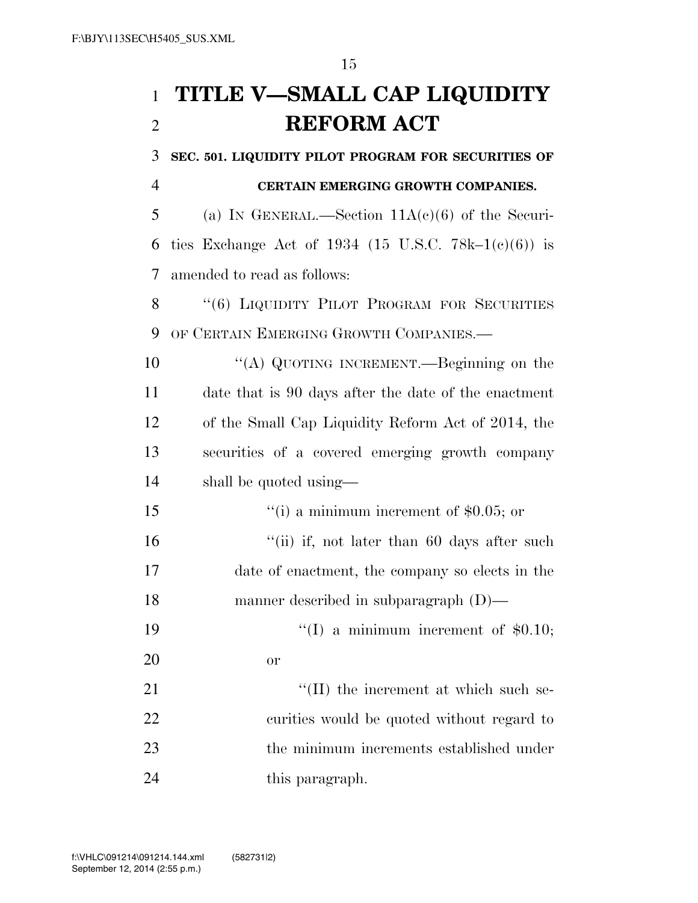# TITLE V—SMALL CAP LIQUIDITY REFORM ACT

**SEC. 501. LIQUIDITY PILOT PROGRAM FOR SECURITIES OF CERTAIN EMERGING GROWTH COMPANIES.**

(a) IN GENERAL.—Section 11A(c)(6) of the Securities Exchange Act of 1934 (15 U.S.C. 78k–1(c)(6)) is amended to read as follows:

"(6) LIQUIDITY PILOT PROGRAM FOR SECURITIES OF CERTAIN EMERGING GROWTH COMPANIES.—

"(A) QUOTING INCREMENT.—Beginning on the date that is 90 days after the date of the enactment of the Small Cap Liquidity Reform Act of 2014, the securities of a covered emerging growth company shall be quoted using—

"(i) a minimum increment of $0.05; or

"(ii) if, not later than 60 days after such date of enactment, the company so elects in the manner described in subparagraph (D)—

"(I) a minimum increment of $0.10; or

"(II) the increment at which such securities would be quoted without regard to the minimum increments established under this paragraph.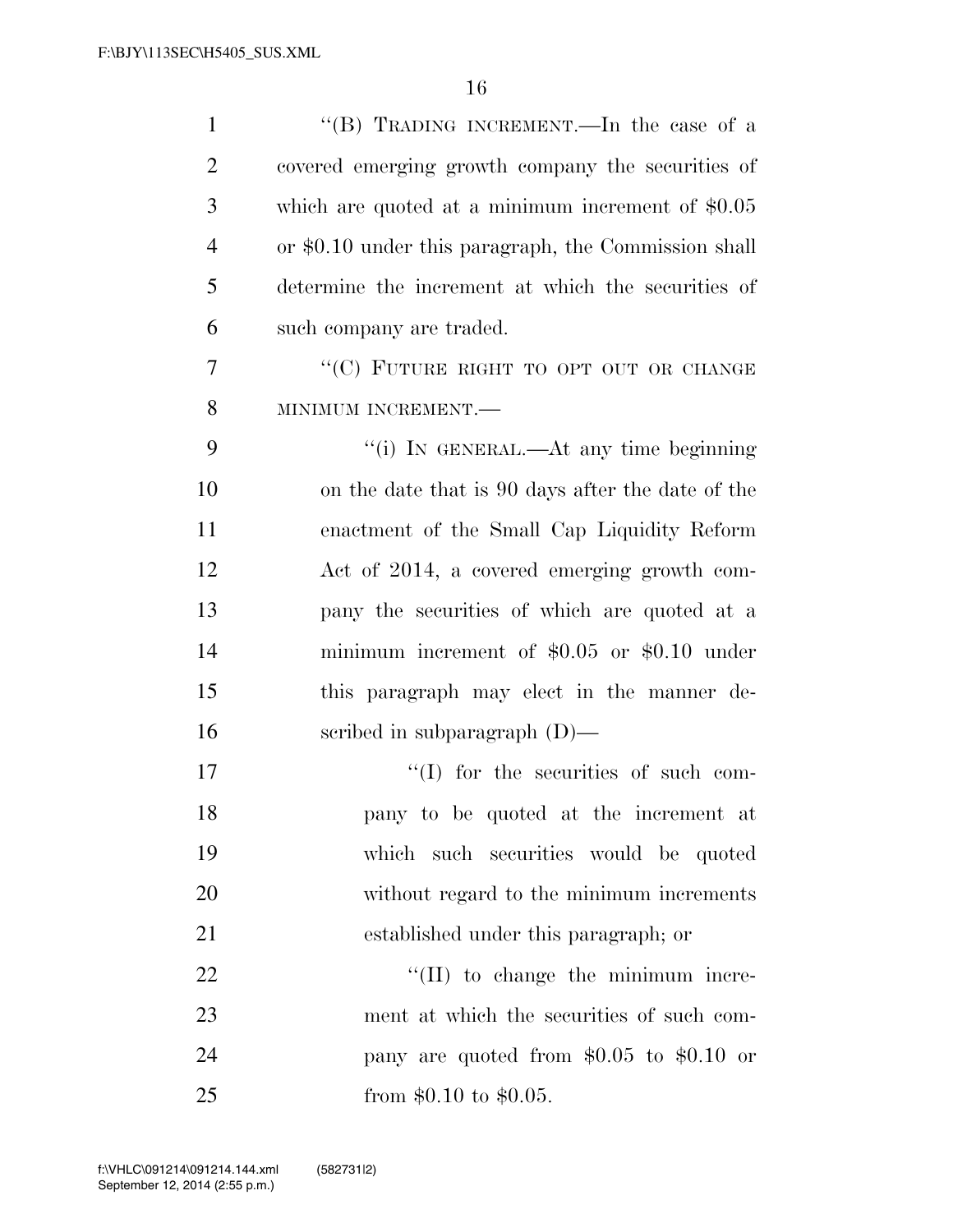"(B) TRADING INCREMENT.—In the case of a covered emerging growth company the securities of which are quoted at a minimum increment of $0.05 or $0.10 under this paragraph, the Commission shall determine the increment at which the securities of such company are traded.

"(C) FUTURE RIGHT TO OPT OUT OR CHANGE MINIMUM INCREMENT.—

"(i) IN GENERAL.—At any time beginning on the date that is 90 days after the date of the enactment of the Small Cap Liquidity Reform Act of 2014, a covered emerging growth company the securities of which are quoted at a minimum increment of $0.05 or $0.10 under this paragraph may elect in the manner described in subparagraph (D)—

"(I) for the securities of such company to be quoted at the increment at which such securities would be quoted without regard to the minimum increments established under this paragraph; or

"(II) to change the minimum increment at which the securities of such company are quoted from $0.05 to $0.10 or from $0.10 to $0.05.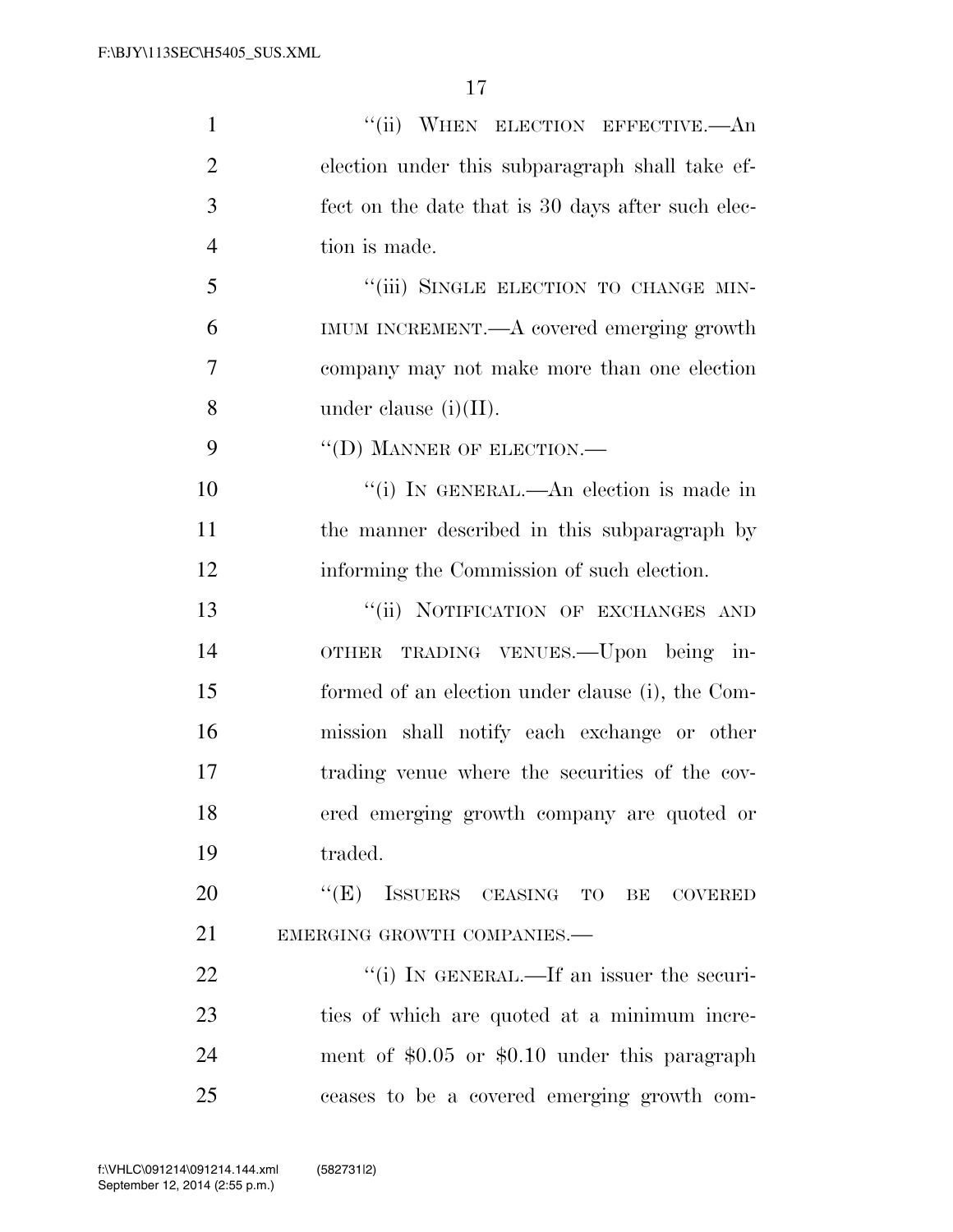"(ii) WHEN ELECTION EFFECTIVE.—An election under this subparagraph shall take effect on the date that is 30 days after such election is made.

"(iii) SINGLE ELECTION TO CHANGE MINIMUM INCREMENT.—A covered emerging growth company may not make more than one election under clause (i)(II).

"(D) MANNER OF ELECTION.—

"(i) IN GENERAL.—An election is made in the manner described in this subparagraph by informing the Commission of such election.

"(ii) NOTIFICATION OF EXCHANGES AND OTHER TRADING VENUES.—Upon being informed of an election under clause (i), the Commission shall notify each exchange or other trading venue where the securities of the covered emerging growth company are quoted or traded.

"(E) ISSUERS CEASING TO BE COVERED EMERGING GROWTH COMPANIES.—

"(i) IN GENERAL.—If an issuer the securities of which are quoted at a minimum increment of $0.05 or $0.10 under this paragraph ceases to be a covered emerging growth com-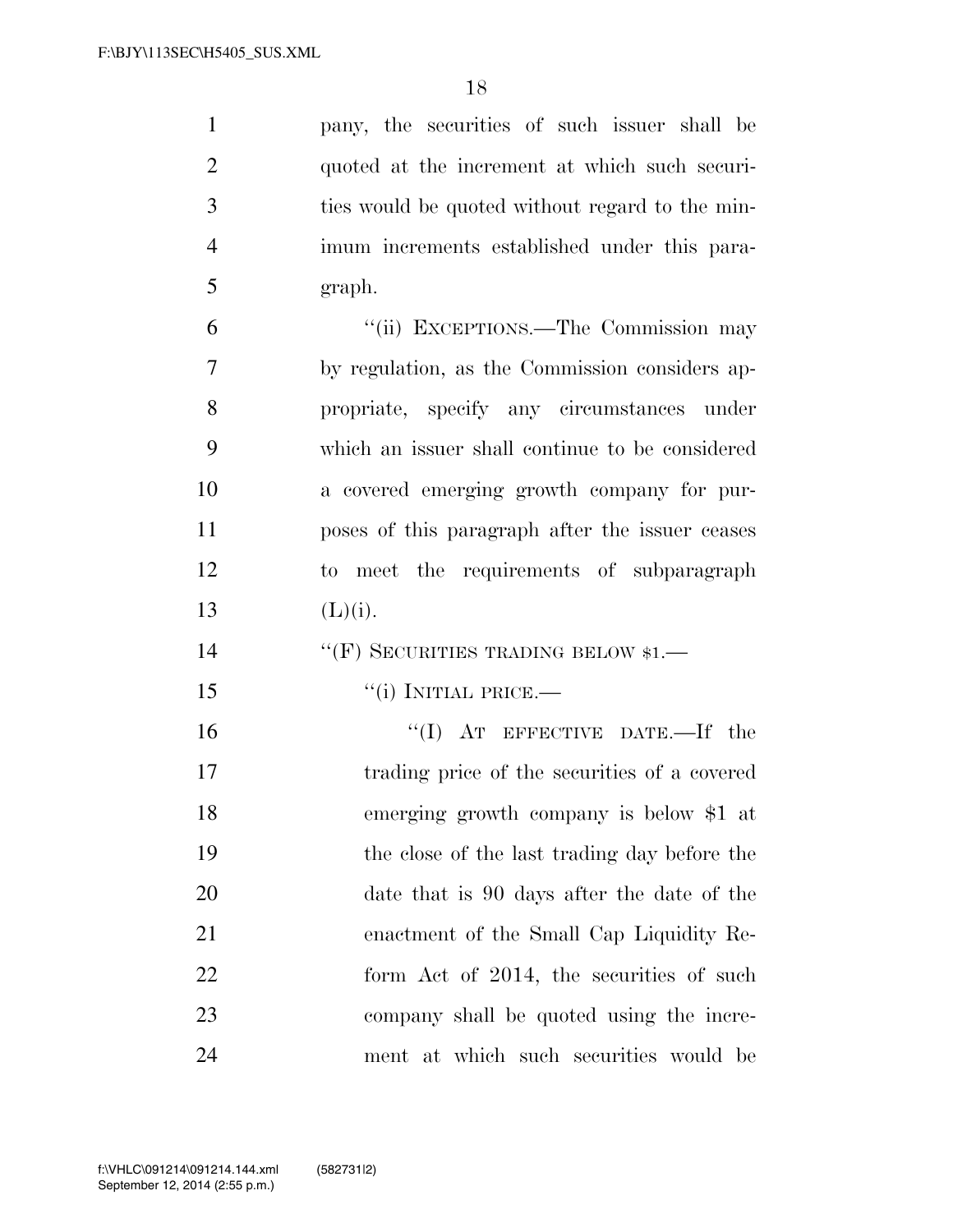pany, the securities of such issuer shall be quoted at the increment at which such securities would be quoted without regard to the minimum increments established under this paragraph.

"(ii) EXCEPTIONS.—The Commission may by regulation, as the Commission considers appropriate, specify any circumstances under which an issuer shall continue to be considered a covered emerging growth company for purposes of this paragraph after the issuer ceases to meet the requirements of subparagraph (L)(i).

"(F) SECURITIES TRADING BELOW $1.—

"(i) INITIAL PRICE.—

"(I) AT EFFECTIVE DATE.—If the trading price of the securities of a covered emerging growth company is below $1 at the close of the last trading day before the date that is 90 days after the date of the enactment of the Small Cap Liquidity Reform Act of 2014, the securities of such company shall be quoted using the increment at which such securities would be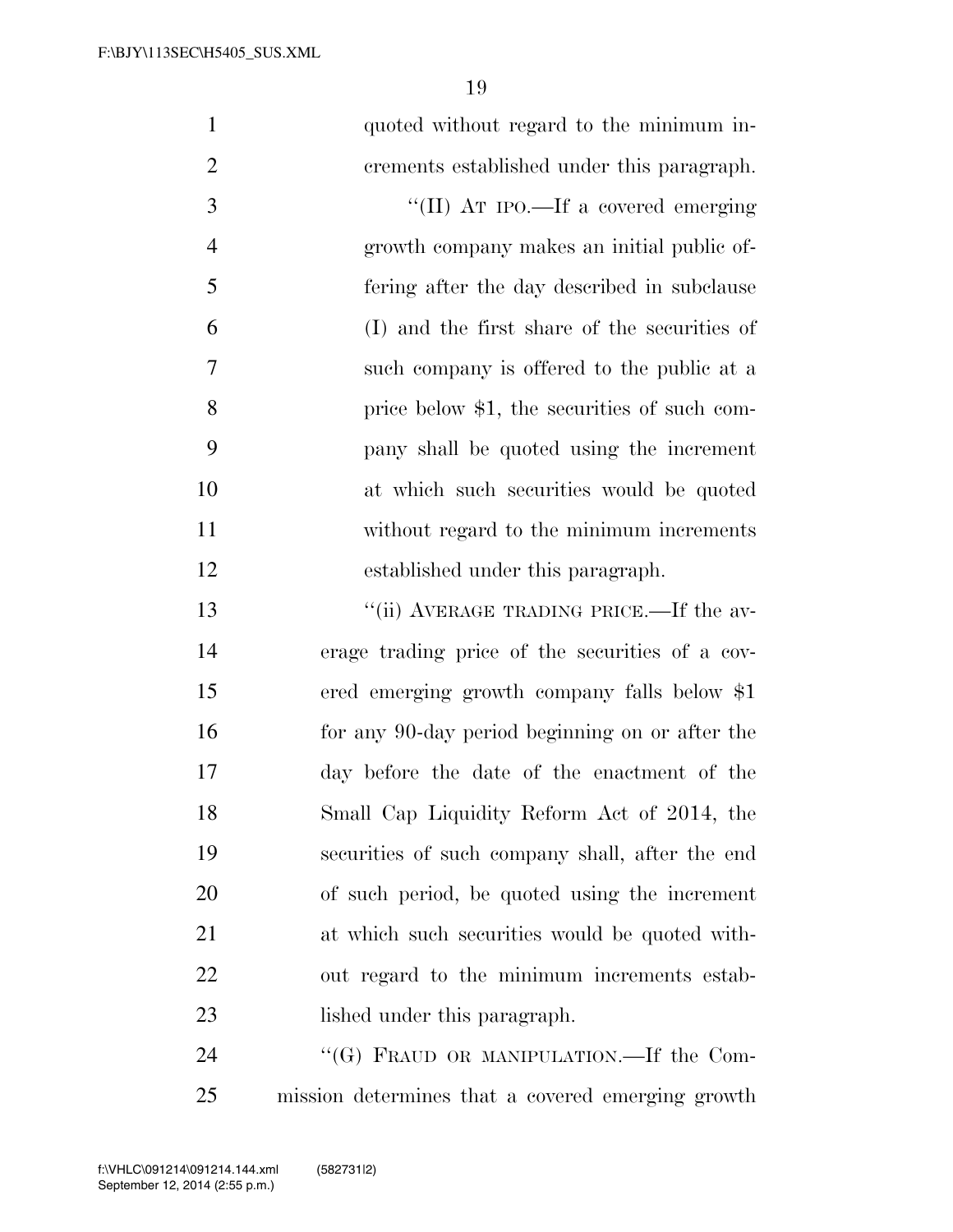quoted without regard to the minimum increments established under this paragraph.

"(II) AT IPO.—If a covered emerging growth company makes an initial public offering after the day described in subclause (I) and the first share of the securities of such company is offered to the public at a price below $1, the securities of such company shall be quoted using the increment at which such securities would be quoted without regard to the minimum increments established under this paragraph.

"(ii) AVERAGE TRADING PRICE.—If the average trading price of the securities of a covered emerging growth company falls below $1 for any 90-day period beginning on or after the day before the date of the enactment of the Small Cap Liquidity Reform Act of 2014, the securities of such company shall, after the end of such period, be quoted using the increment at which such securities would be quoted without regard to the minimum increments established under this paragraph.

"(G) FRAUD OR MANIPULATION.—If the Commission determines that a covered emerging growth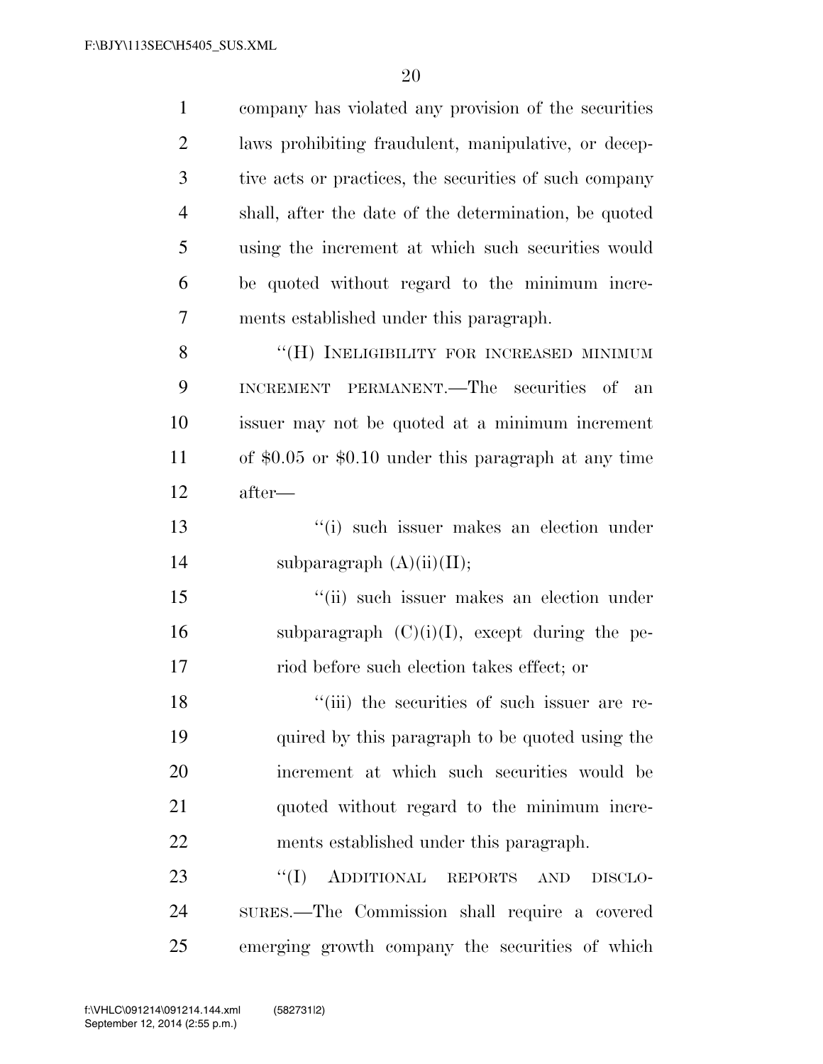company has violated any provision of the securities laws prohibiting fraudulent, manipulative, or deceptive acts or practices, the securities of such company shall, after the date of the determination, be quoted using the increment at which such securities would be quoted without regard to the minimum increments established under this paragraph.

"(H) INELIGIBILITY FOR INCREASED MINIMUM INCREMENT PERMANENT.—The securities of an issuer may not be quoted at a minimum increment of $0.05 or $0.10 under this paragraph at any time after—

"(i) such issuer makes an election under subparagraph (A)(ii)(II);

"(ii) such issuer makes an election under subparagraph (C)(i)(I), except during the period before such election takes effect; or

"(iii) the securities of such issuer are required by this paragraph to be quoted using the increment at which such securities would be quoted without regard to the minimum increments established under this paragraph.

"(I) ADDITIONAL REPORTS AND DISCLOSURES.—The Commission shall require a covered emerging growth company the securities of which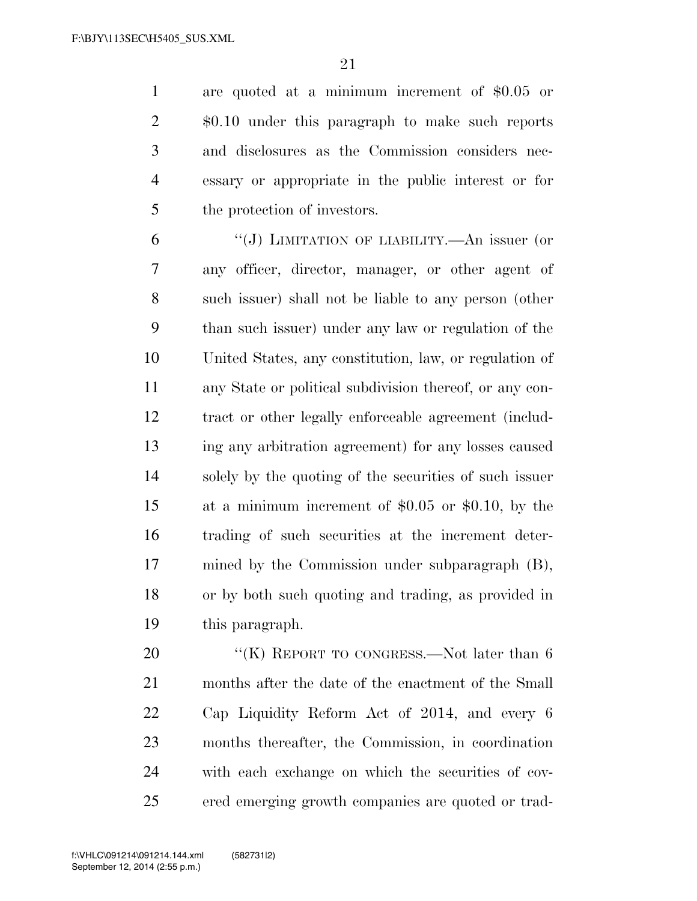are quoted at a minimum increment of $0.05 or $0.10 under this paragraph to make such reports and disclosures as the Commission considers necessary or appropriate in the public interest or for the protection of investors.

"(J) LIMITATION OF LIABILITY.—An issuer (or any officer, director, manager, or other agent of such issuer) shall not be liable to any person (other than such issuer) under any law or regulation of the United States, any constitution, law, or regulation of any State or political subdivision thereof, or any contract or other legally enforceable agreement (including any arbitration agreement) for any losses caused solely by the quoting of the securities of such issuer at a minimum increment of $0.05 or $0.10, by the trading of such securities at the increment determined by the Commission under subparagraph (B), or by both such quoting and trading, as provided in this paragraph.

"(K) REPORT TO CONGRESS.—Not later than 6 months after the date of the enactment of the Small Cap Liquidity Reform Act of 2014, and every 6 months thereafter, the Commission, in coordination with each exchange on which the securities of covered emerging growth companies are quoted or trad-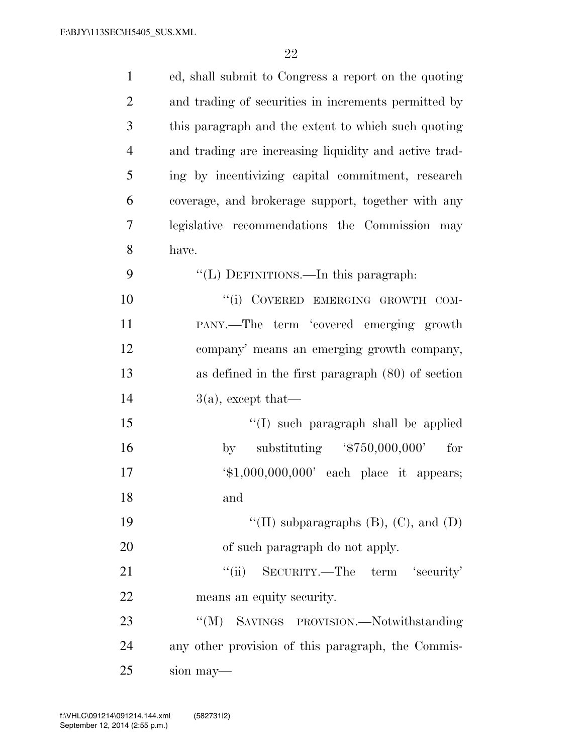ed, shall submit to Congress a report on the quoting and trading of securities in increments permitted by this paragraph and the extent to which such quoting and trading are increasing liquidity and active trading by incentivizing capital commitment, research coverage, and brokerage support, together with any legislative recommendations the Commission may have.

''(L) DEFINITIONS.—In this paragraph:

''(i) COVERED EMERGING GROWTH COMPANY.—The term 'covered emerging growth company' means an emerging growth company, as defined in the first paragraph (80) of section 3(a), except that—

''(I) such paragraph shall be applied by substituting '$750,000,000' for '$1,000,000,000' each place it appears; and

''(II) subparagraphs (B), (C), and (D) of such paragraph do not apply.

''(ii) SECURITY.—The term 'security' means an equity security.

''(M) SAVINGS PROVISION.—Notwithstanding any other provision of this paragraph, the Commission may—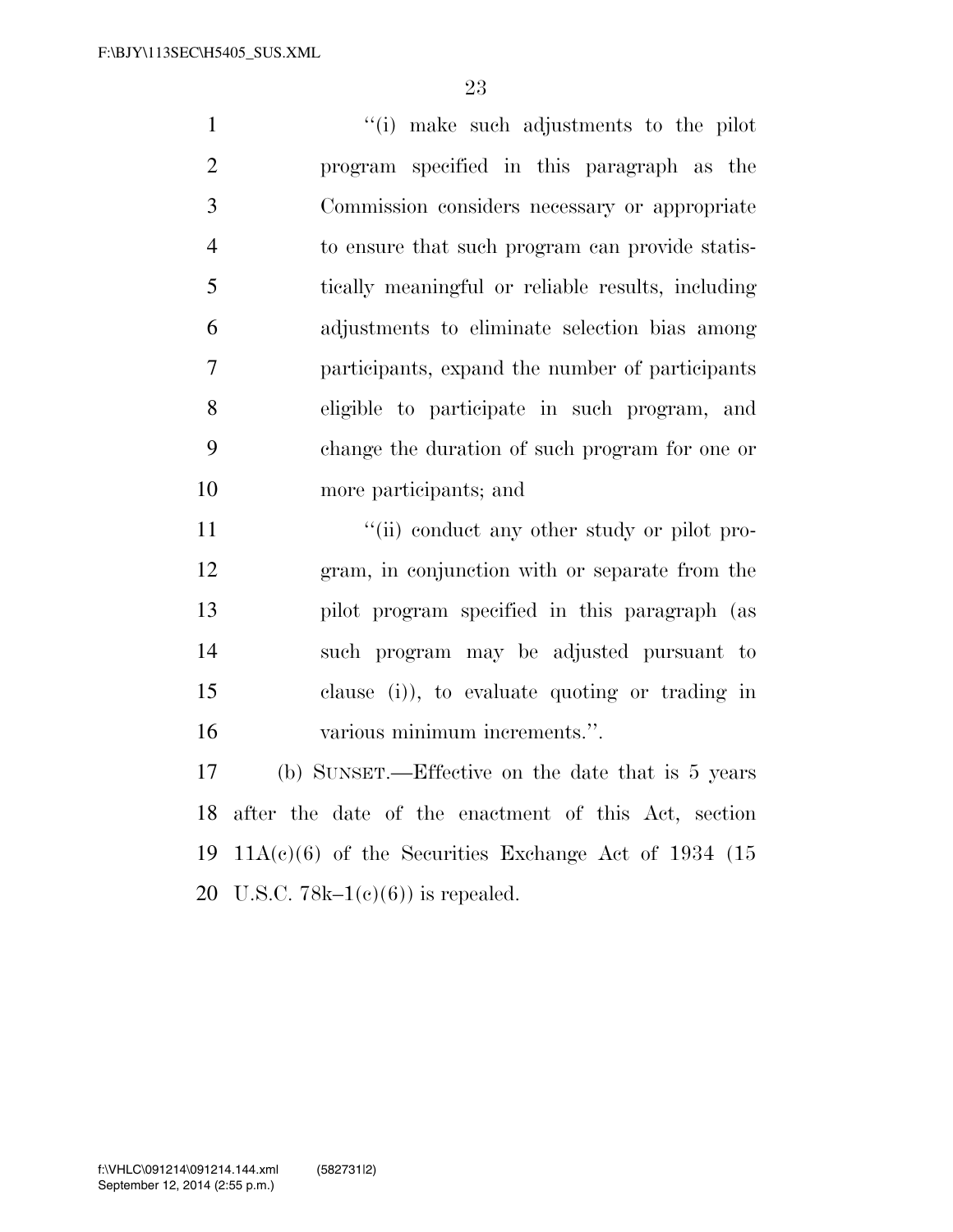"(i) make such adjustments to the pilot program specified in this paragraph as the Commission considers necessary or appropriate to ensure that such program can provide statistically meaningful or reliable results, including adjustments to eliminate selection bias among participants, expand the number of participants eligible to participate in such program, and change the duration of such program for one or more participants; and

"(ii) conduct any other study or pilot program, in conjunction with or separate from the pilot program specified in this paragraph (as such program may be adjusted pursuant to clause (i)), to evaluate quoting or trading in various minimum increments.".

(b) SUNSET.—Effective on the date that is 5 years after the date of the enactment of this Act, section 11A(c)(6) of the Securities Exchange Act of 1934 (15 U.S.C. 78k–1(c)(6)) is repealed.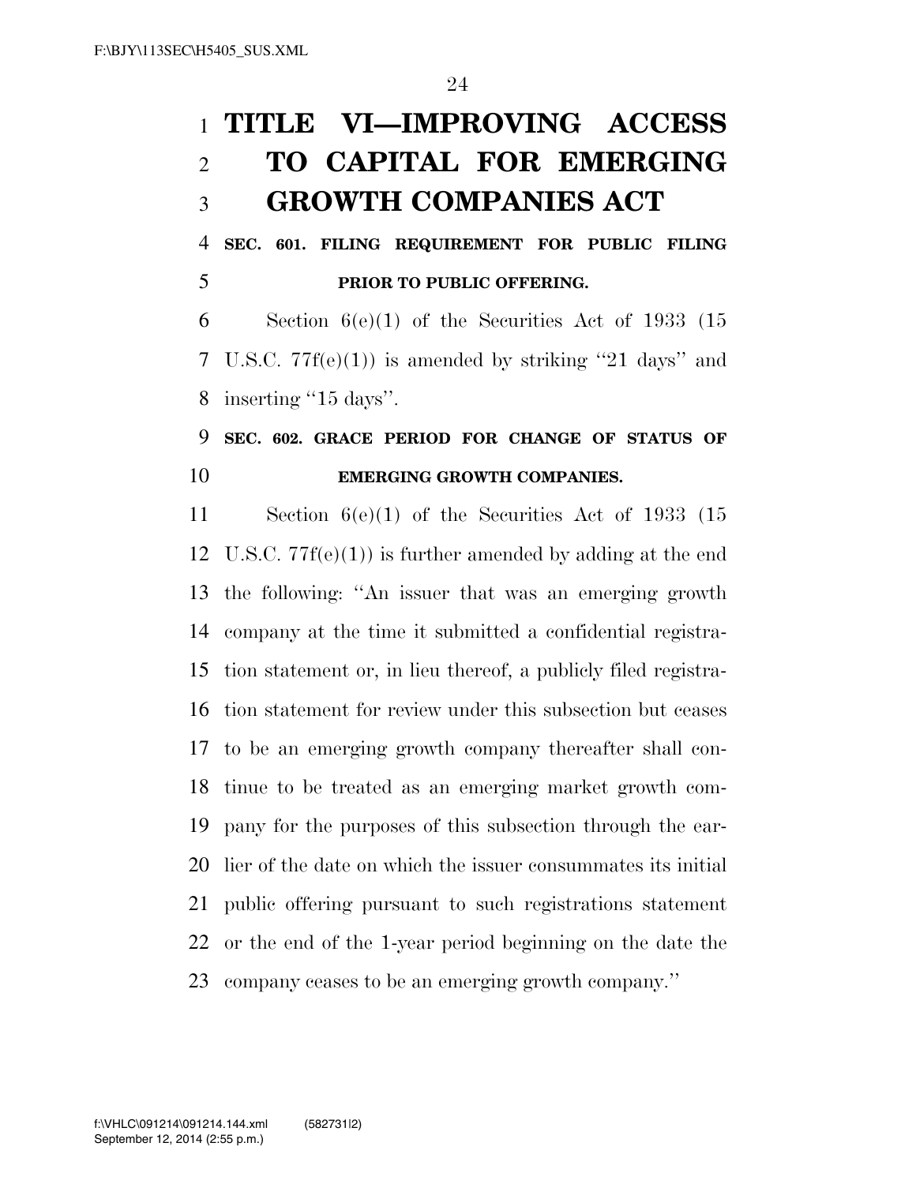# TITLE VI—IMPROVING ACCESS TO CAPITAL FOR EMERGING GROWTH COMPANIES ACT

## SEC. 601. FILING REQUIREMENT FOR PUBLIC FILING PRIOR TO PUBLIC OFFERING.

Section 6(e)(1) of the Securities Act of 1933 (15 U.S.C. 77f(e)(1)) is amended by striking "21 days" and inserting "15 days".

## SEC. 602. GRACE PERIOD FOR CHANGE OF STATUS OF EMERGING GROWTH COMPANIES.

Section 6(e)(1) of the Securities Act of 1933 (15 U.S.C. 77f(e)(1)) is further amended by adding at the end the following: "An issuer that was an emerging growth company at the time it submitted a confidential registration statement or, in lieu thereof, a publicly filed registration statement for review under this subsection but ceases to be an emerging growth company thereafter shall continue to be treated as an emerging market growth company for the purposes of this subsection through the earlier of the date on which the issuer consummates its initial public offering pursuant to such registrations statement or the end of the 1-year period beginning on the date the company ceases to be an emerging growth company."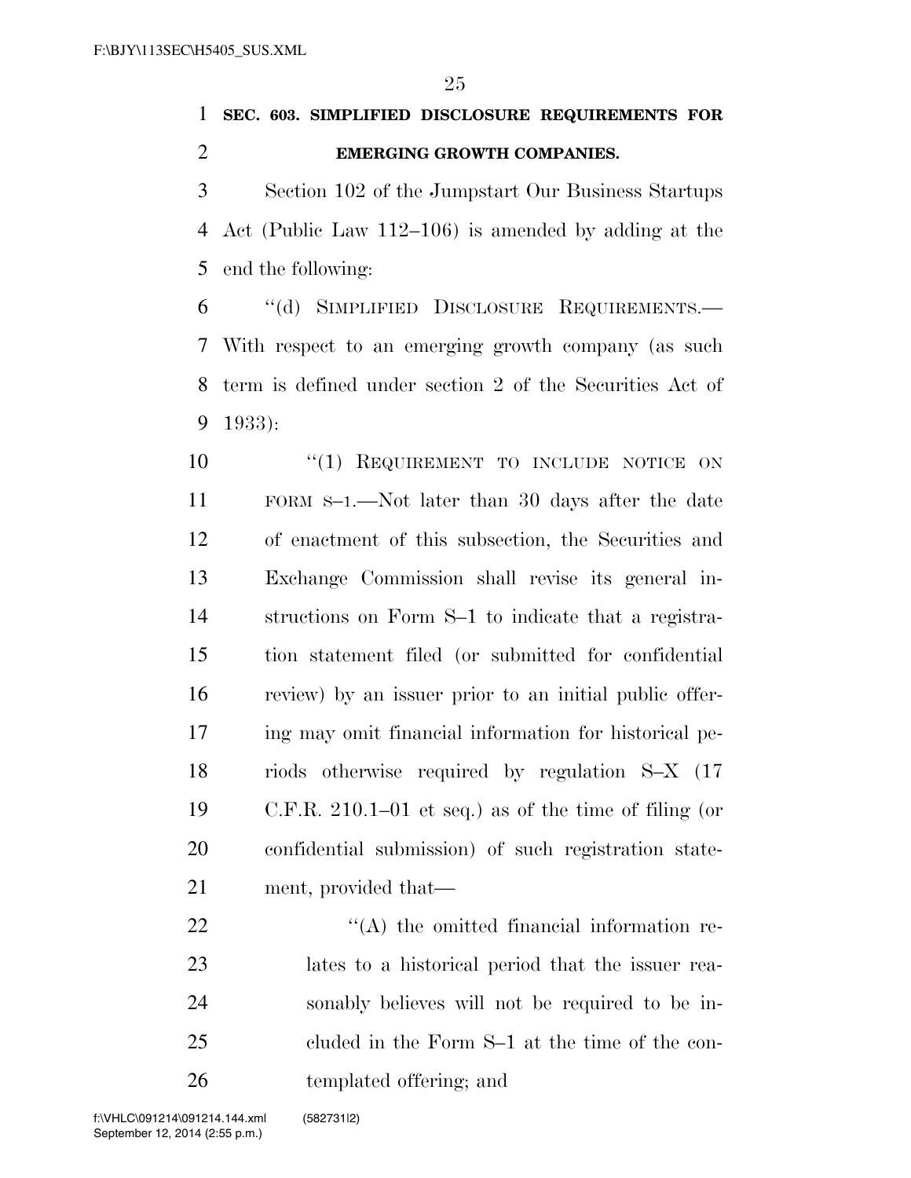**SEC. 603. SIMPLIFIED DISCLOSURE REQUIREMENTS FOR EMERGING GROWTH COMPANIES.**

Section 102 of the Jumpstart Our Business Startups Act (Public Law 112–106) is amended by adding at the end the following:

"(d) SIMPLIFIED DISCLOSURE REQUIREMENTS.—With respect to an emerging growth company (as such term is defined under section 2 of the Securities Act of 1933):

"(1) REQUIREMENT TO INCLUDE NOTICE ON FORM S–1.—Not later than 30 days after the date of enactment of this subsection, the Securities and Exchange Commission shall revise its general instructions on Form S–1 to indicate that a registration statement filed (or submitted for confidential review) by an issuer prior to an initial public offering may omit financial information for historical periods otherwise required by regulation S–X (17 C.F.R. 210.1–01 et seq.) as of the time of filing (or confidential submission) of such registration statement, provided that—

"(A) the omitted financial information relates to a historical period that the issuer reasonably believes will not be required to be included in the Form S–1 at the time of the contemplated offering; and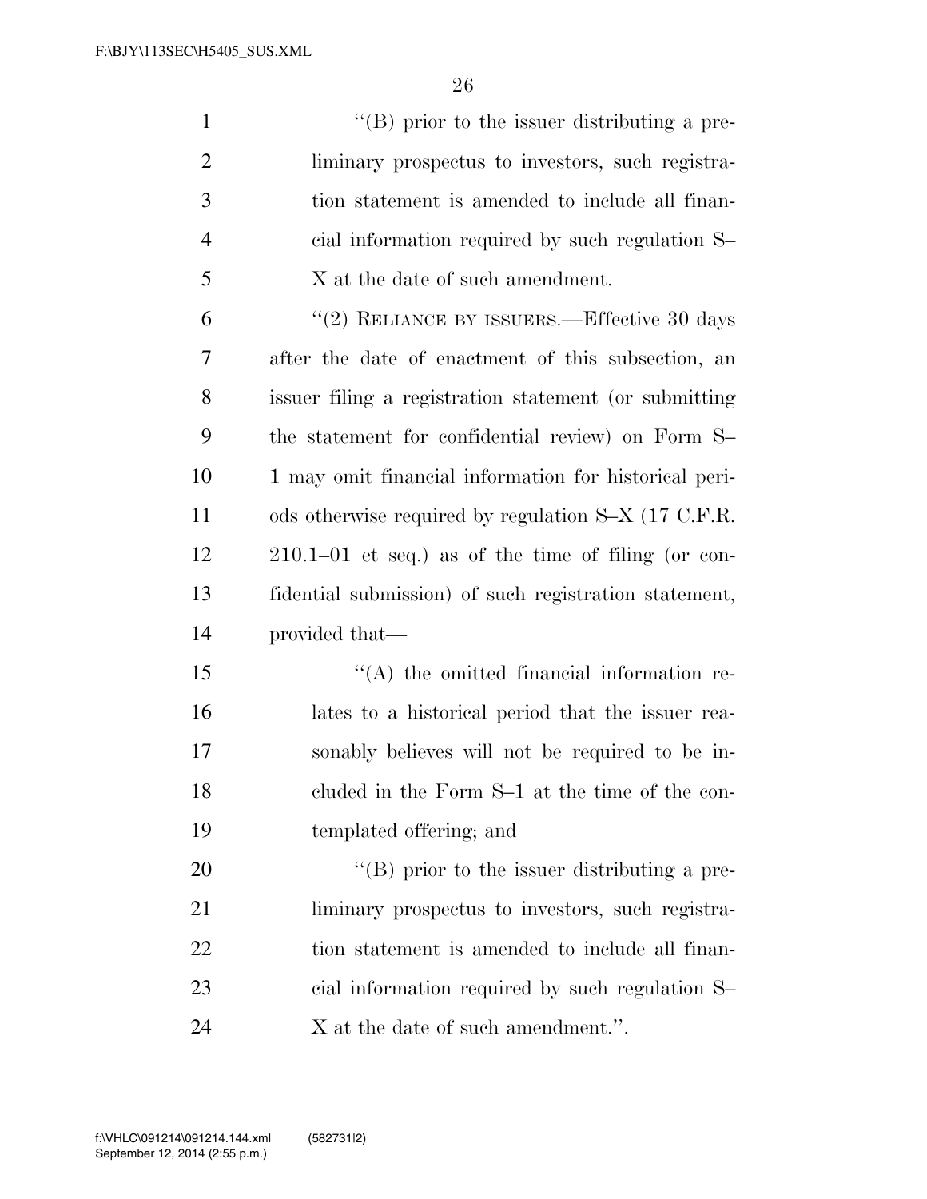"(B) prior to the issuer distributing a preliminary prospectus to investors, such registration statement is amended to include all financial information required by such regulation S–X at the date of such amendment.

"(2) RELIANCE BY ISSUERS.—Effective 30 days after the date of enactment of this subsection, an issuer filing a registration statement (or submitting the statement for confidential review) on Form S–1 may omit financial information for historical periods otherwise required by regulation S–X (17 C.F.R. 210.1–01 et seq.) as of the time of filing (or confidential submission) of such registration statement, provided that—

"(A) the omitted financial information relates to a historical period that the issuer reasonably believes will not be required to be included in the Form S–1 at the time of the contemplated offering; and

"(B) prior to the issuer distributing a preliminary prospectus to investors, such registration statement is amended to include all financial information required by such regulation S–X at the date of such amendment.".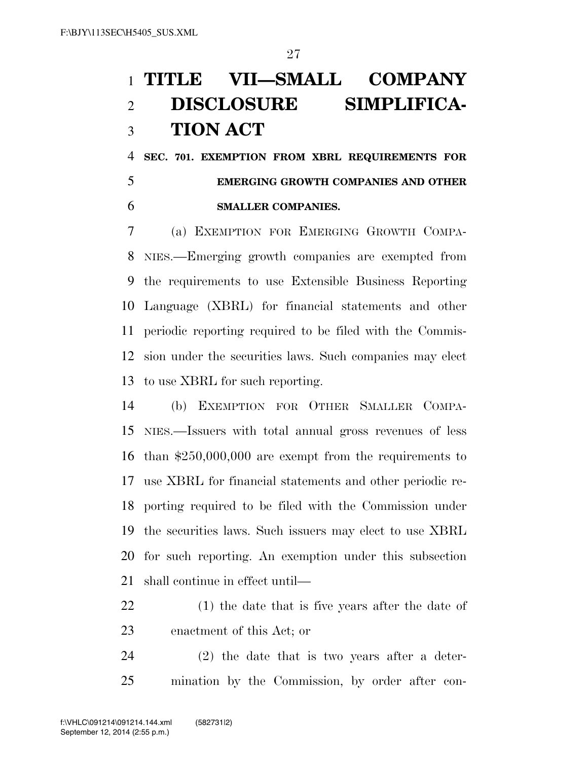# TITLE VII—SMALL COMPANY DISCLOSURE SIMPLIFICATION ACT

### SEC. 701. EXEMPTION FROM XBRL REQUIREMENTS FOR EMERGING GROWTH COMPANIES AND OTHER SMALLER COMPANIES.

(a) EXEMPTION FOR EMERGING GROWTH COMPANIES.—Emerging growth companies are exempted from the requirements to use Extensible Business Reporting Language (XBRL) for financial statements and other periodic reporting required to be filed with the Commission under the securities laws. Such companies may elect to use XBRL for such reporting.

(b) EXEMPTION FOR OTHER SMALLER COMPANIES.—Issuers with total annual gross revenues of less than $250,000,000 are exempt from the requirements to use XBRL for financial statements and other periodic reporting required to be filed with the Commission under the securities laws. Such issuers may elect to use XBRL for such reporting. An exemption under this subsection shall continue in effect until—

(1) the date that is five years after the date of enactment of this Act; or

(2) the date that is two years after a determination by the Commission, by order after con-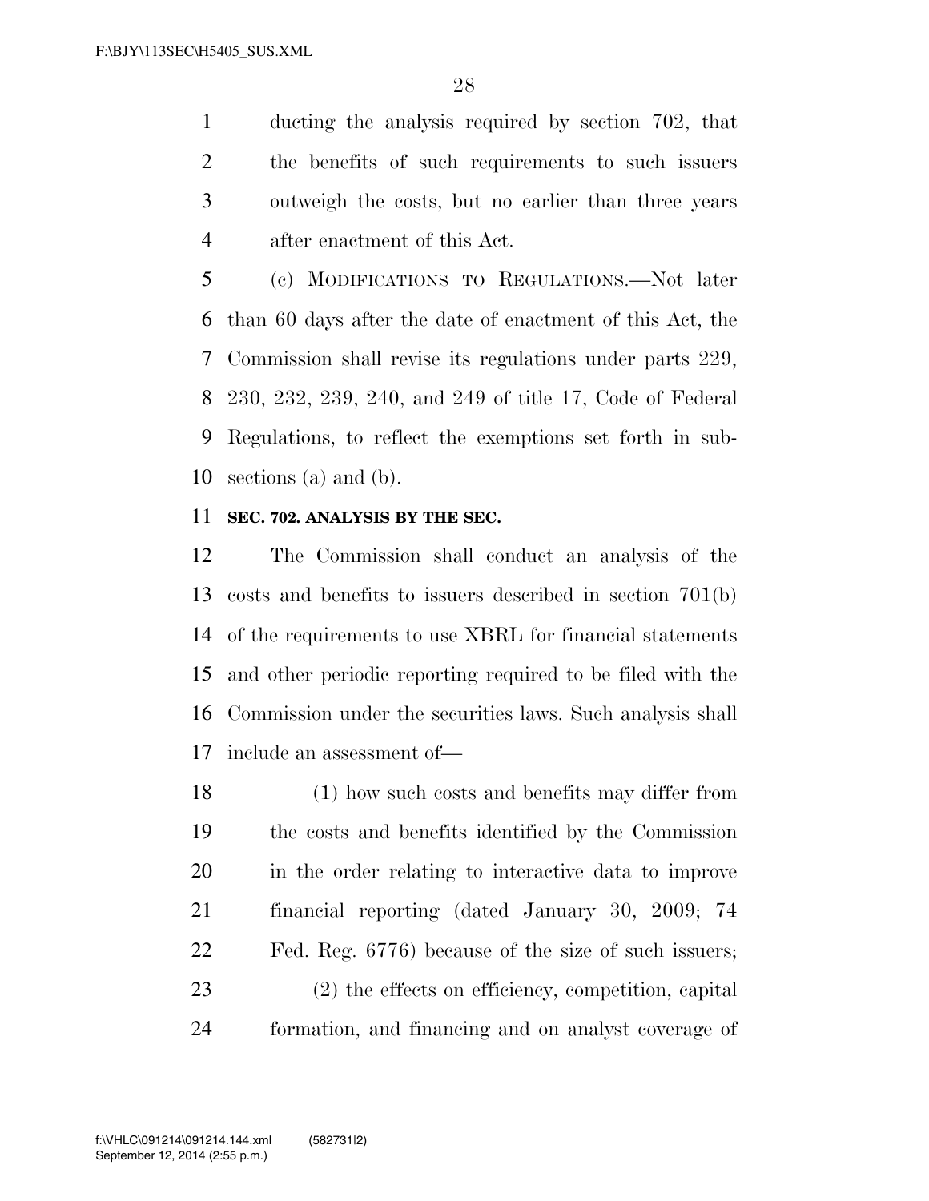ducting the analysis required by section 702, that the benefits of such requirements to such issuers outweigh the costs, but no earlier than three years after enactment of this Act.

(c) MODIFICATIONS TO REGULATIONS.—Not later than 60 days after the date of enactment of this Act, the Commission shall revise its regulations under parts 229, 230, 232, 239, 240, and 249 of title 17, Code of Federal Regulations, to reflect the exemptions set forth in subsections (a) and (b).

**SEC. 702. ANALYSIS BY THE SEC.**

The Commission shall conduct an analysis of the costs and benefits to issuers described in section 701(b) of the requirements to use XBRL for financial statements and other periodic reporting required to be filed with the Commission under the securities laws. Such analysis shall include an assessment of—

(1) how such costs and benefits may differ from the costs and benefits identified by the Commission in the order relating to interactive data to improve financial reporting (dated January 30, 2009; 74 Fed. Reg. 6776) because of the size of such issuers;

(2) the effects on efficiency, competition, capital formation, and financing and on analyst coverage of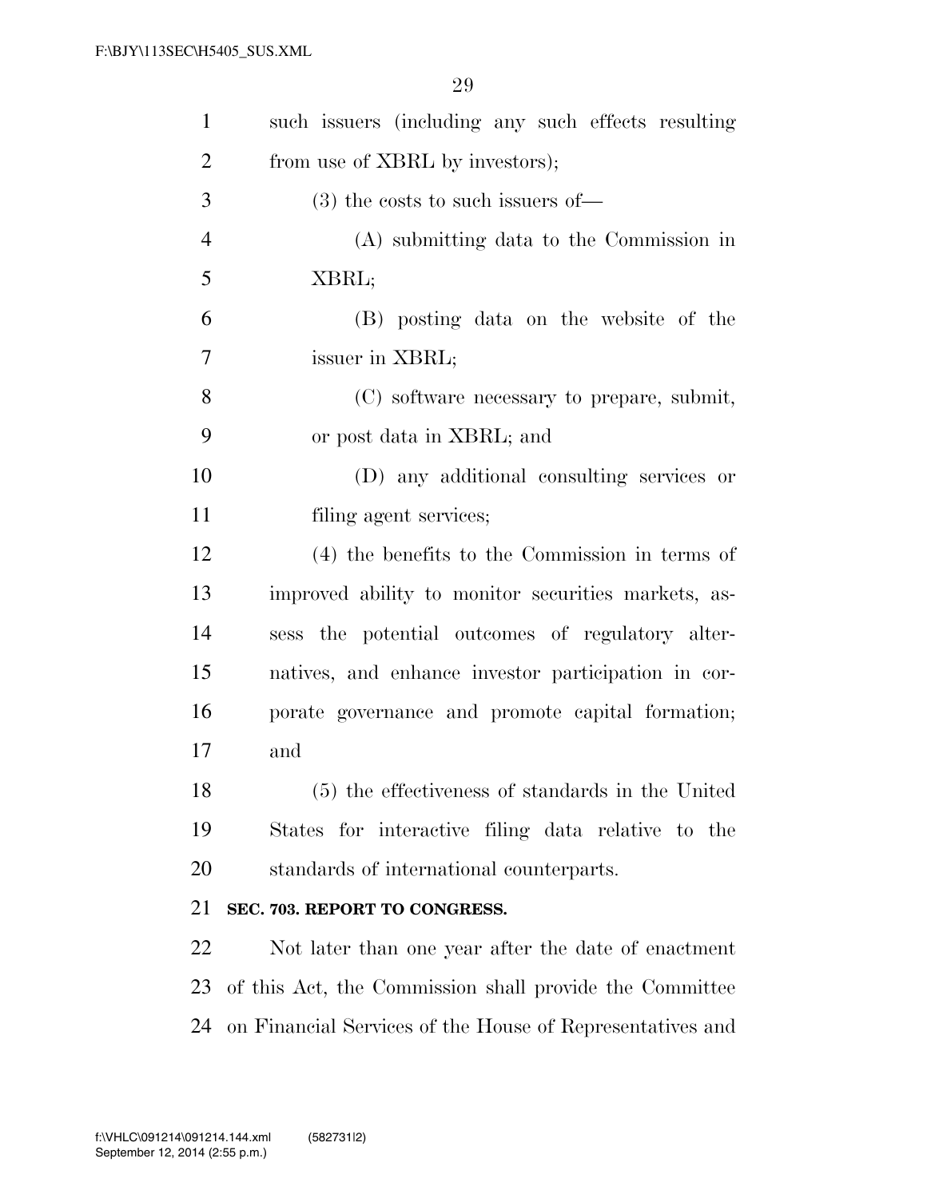such issuers (including any such effects resulting from use of XBRL by investors);

(3) the costs to such issuers of—

(A) submitting data to the Commission in XBRL;

(B) posting data on the website of the issuer in XBRL;

(C) software necessary to prepare, submit, or post data in XBRL; and

(D) any additional consulting services or filing agent services;

(4) the benefits to the Commission in terms of improved ability to monitor securities markets, assess the potential outcomes of regulatory alternatives, and enhance investor participation in corporate governance and promote capital formation; and

(5) the effectiveness of standards in the United States for interactive filing data relative to the standards of international counterparts.

**SEC. 703. REPORT TO CONGRESS.**

Not later than one year after the date of enactment of this Act, the Commission shall provide the Committee on Financial Services of the House of Representatives and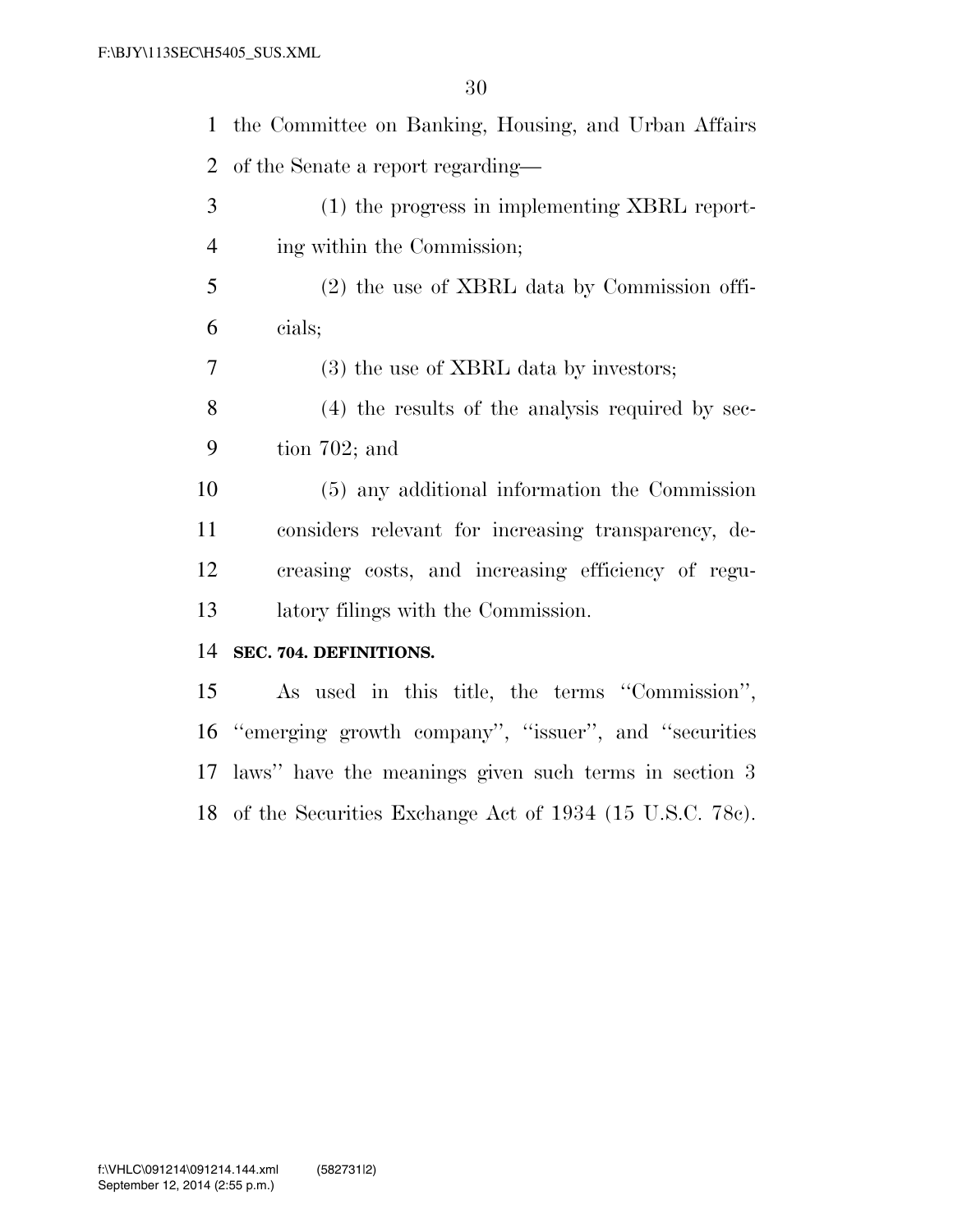the Committee on Banking, Housing, and Urban Affairs of the Senate a report regarding—

(1) the progress in implementing XBRL reporting within the Commission;

(2) the use of XBRL data by Commission officials;

(3) the use of XBRL data by investors;

(4) the results of the analysis required by section 702; and

(5) any additional information the Commission considers relevant for increasing transparency, decreasing costs, and increasing efficiency of regulatory filings with the Commission.

**SEC. 704. DEFINITIONS.**

As used in this title, the terms ''Commission'', ''emerging growth company'', ''issuer'', and ''securities laws'' have the meanings given such terms in section 3 of the Securities Exchange Act of 1934 (15 U.S.C. 78c).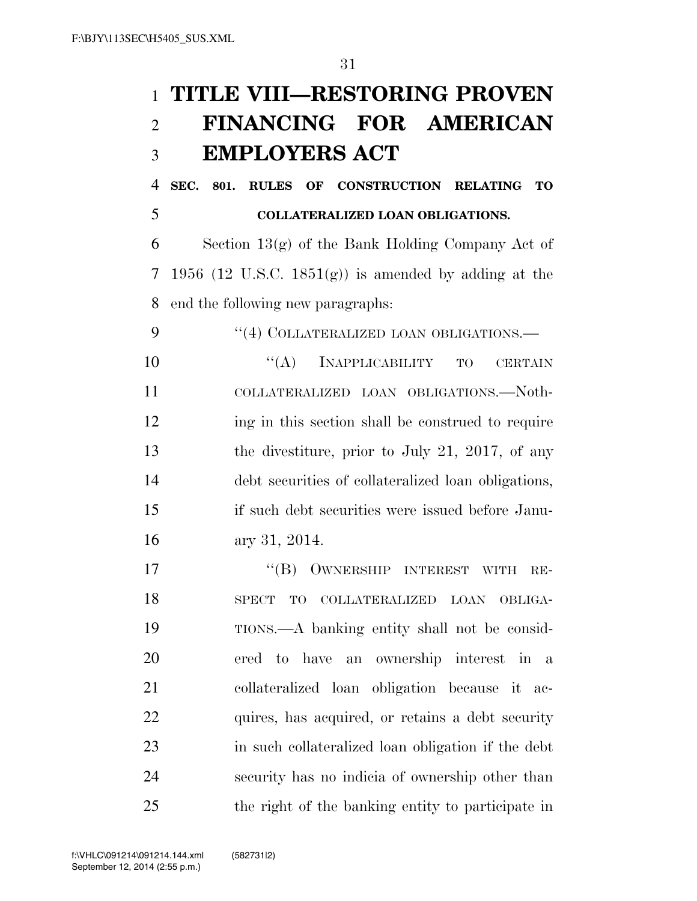# TITLE VIII—RESTORING PROVEN FINANCING FOR AMERICAN EMPLOYERS ACT

**SEC. 801. RULES OF CONSTRUCTION RELATING TO COLLATERALIZED LOAN OBLIGATIONS.**

Section 13(g) of the Bank Holding Company Act of 1956 (12 U.S.C. 1851(g)) is amended by adding at the end the following new paragraphs:

"(4) COLLATERALIZED LOAN OBLIGATIONS.—

"(A) INAPPLICABILITY TO CERTAIN COLLATERALIZED LOAN OBLIGATIONS.—Nothing in this section shall be construed to require the divestiture, prior to July 21, 2017, of any debt securities of collateralized loan obligations, if such debt securities were issued before January 31, 2014.

"(B) OWNERSHIP INTEREST WITH RESPECT TO COLLATERALIZED LOAN OBLIGATIONS.—A banking entity shall not be considered to have an ownership interest in a collateralized loan obligation because it acquires, has acquired, or retains a debt security in such collateralized loan obligation if the debt security has no indicia of ownership other than the right of the banking entity to participate in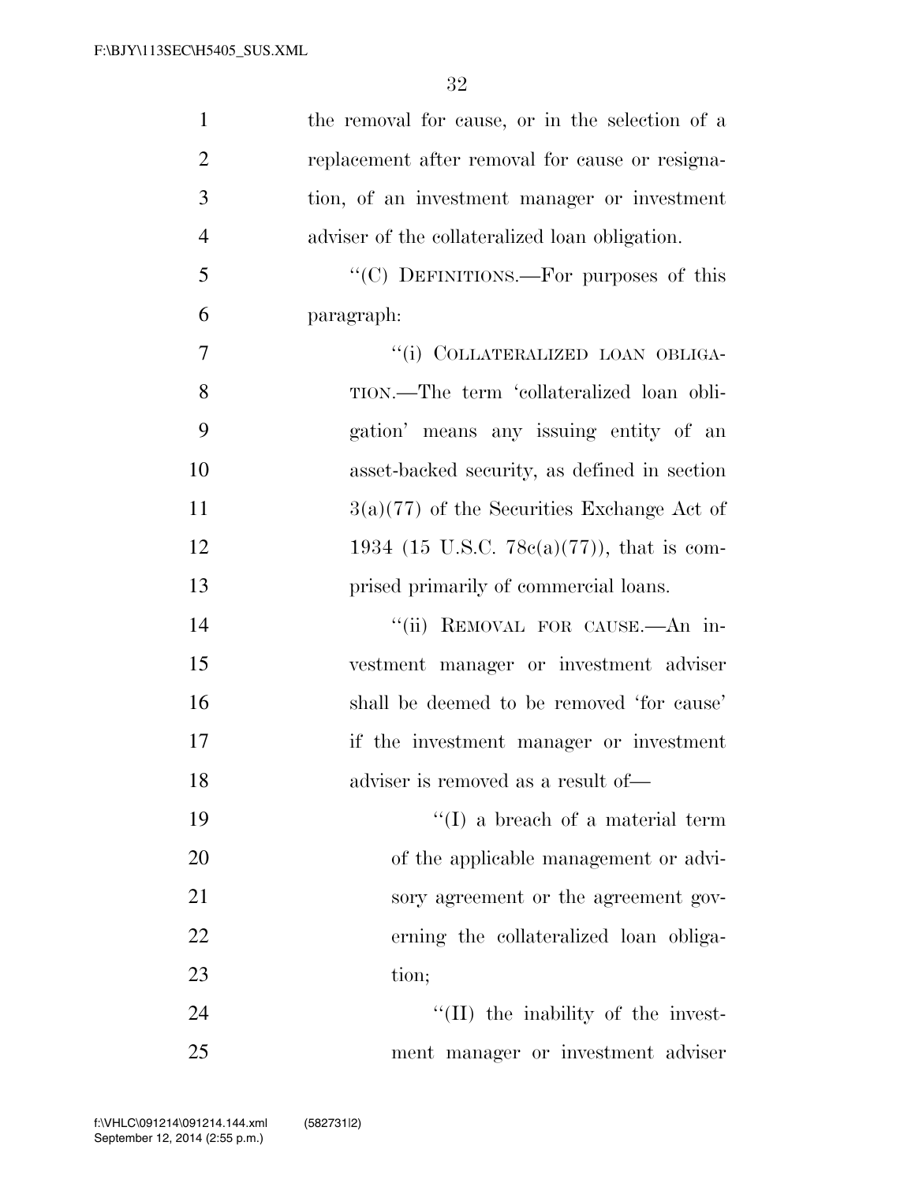the removal for cause, or in the selection of a replacement after removal for cause or resignation, of an investment manager or investment adviser of the collateralized loan obligation.

''(C) DEFINITIONS.—For purposes of this paragraph:

''(i) COLLATERALIZED LOAN OBLIGATION.—The term 'collateralized loan obligation' means any issuing entity of an asset-backed security, as defined in section 3(a)(77) of the Securities Exchange Act of 1934 (15 U.S.C. 78c(a)(77)), that is comprised primarily of commercial loans.

''(ii) REMOVAL FOR CAUSE.—An investment manager or investment adviser shall be deemed to be removed 'for cause' if the investment manager or investment adviser is removed as a result of—

''(I) a breach of a material term of the applicable management or advisory agreement or the agreement governing the collateralized loan obligation;

''(II) the inability of the investment manager or investment adviser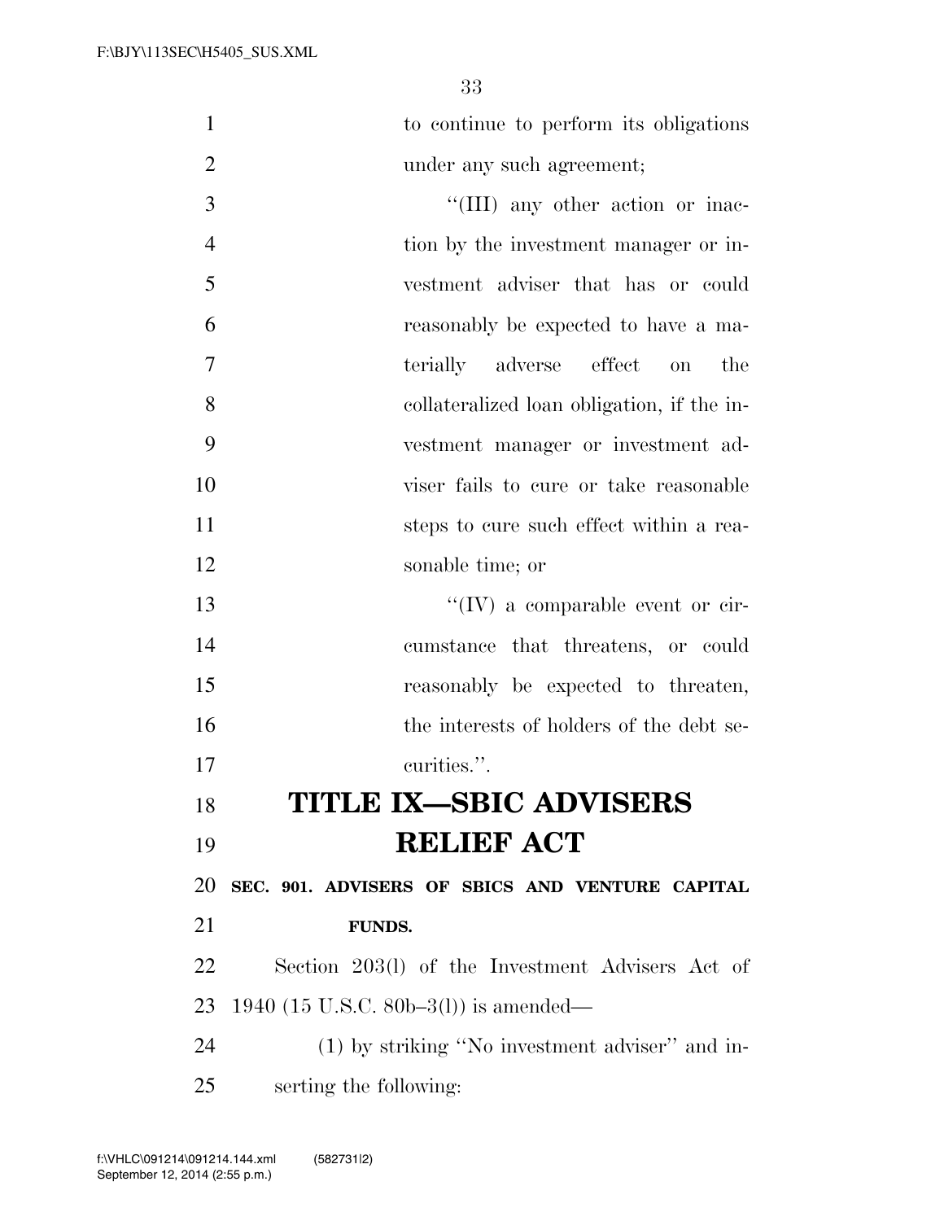to continue to perform its obligations under any such agreement;

"(III) any other action or inaction by the investment manager or investment adviser that has or could reasonably be expected to have a materially adverse effect on the collateralized loan obligation, if the investment manager or investment adviser fails to cure or take reasonable steps to cure such effect within a reasonable time; or

"(IV) a comparable event or circumstance that threatens, or could reasonably be expected to threaten, the interests of holders of the debt securities.".

# TITLE IX—SBIC ADVISERS RELIEF ACT

**SEC. 901. ADVISERS OF SBICS AND VENTURE CAPITAL FUNDS.**

Section 203(l) of the Investment Advisers Act of 1940 (15 U.S.C. 80b–3(l)) is amended—

(1) by striking "No investment adviser" and inserting the following: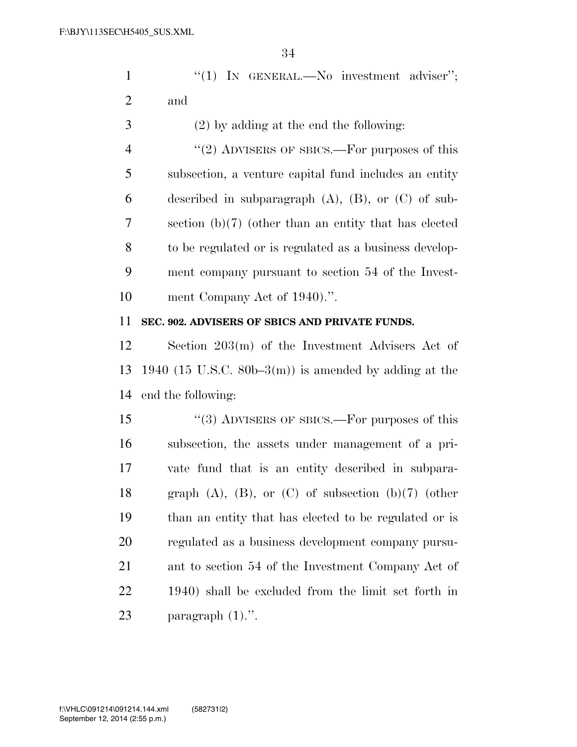"(1) IN GENERAL.—No investment adviser"; and

(2) by adding at the end the following:

"(2) ADVISERS OF SBICS.—For purposes of this subsection, a venture capital fund includes an entity described in subparagraph (A), (B), or (C) of subsection (b)(7) (other than an entity that has elected to be regulated or is regulated as a business development company pursuant to section 54 of the Investment Company Act of 1940).".

**SEC. 902. ADVISERS OF SBICS AND PRIVATE FUNDS.**

Section 203(m) of the Investment Advisers Act of 1940 (15 U.S.C. 80b–3(m)) is amended by adding at the end the following:

"(3) ADVISERS OF SBICS.—For purposes of this subsection, the assets under management of a private fund that is an entity described in subparagraph (A), (B), or (C) of subsection (b)(7) (other than an entity that has elected to be regulated or is regulated as a business development company pursuant to section 54 of the Investment Company Act of 1940) shall be excluded from the limit set forth in paragraph (1).".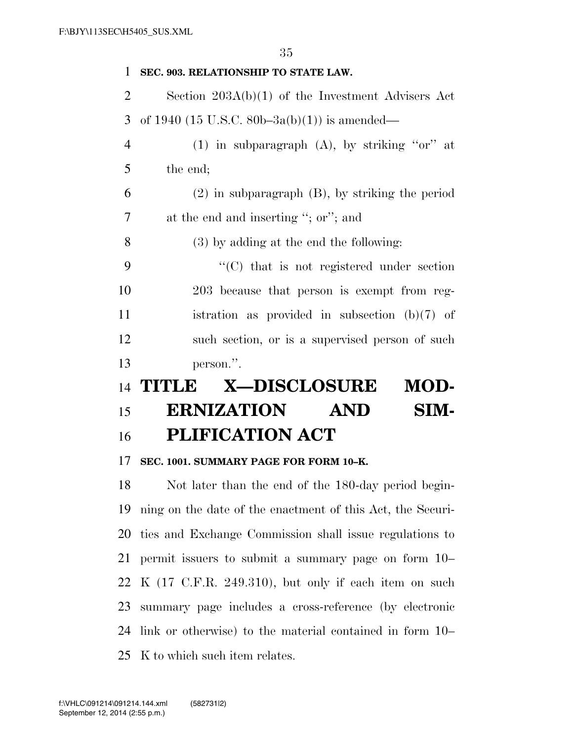**SEC. 903. RELATIONSHIP TO STATE LAW.**

Section 203A(b)(1) of the Investment Advisers Act of 1940 (15 U.S.C. 80b–3a(b)(1)) is amended—

(1) in subparagraph (A), by striking ''or'' at the end;

(2) in subparagraph (B), by striking the period at the end and inserting ''; or''; and

(3) by adding at the end the following:

''(C) that is not registered under section 203 because that person is exempt from registration as provided in subsection (b)(7) of such section, or is a supervised person of such person.''.

# TITLE X—DISCLOSURE MODERNIZATION AND SIMPLIFICATION ACT

**SEC. 1001. SUMMARY PAGE FOR FORM 10–K.**

Not later than the end of the 180-day period beginning on the date of the enactment of this Act, the Securities and Exchange Commission shall issue regulations to permit issuers to submit a summary page on form 10–K (17 C.F.R. 249.310), but only if each item on such summary page includes a cross-reference (by electronic link or otherwise) to the material contained in form 10–K to which such item relates.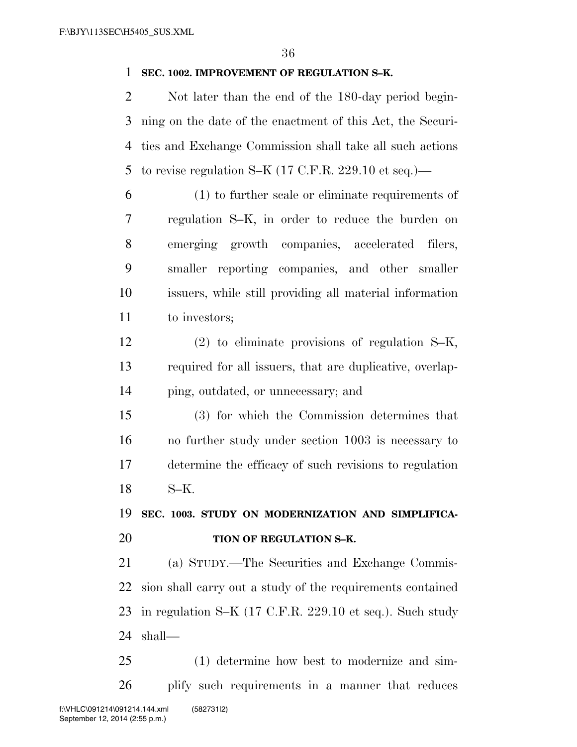**SEC. 1002. IMPROVEMENT OF REGULATION S–K.**

Not later than the end of the 180-day period beginning on the date of the enactment of this Act, the Securities and Exchange Commission shall take all such actions to revise regulation S–K (17 C.F.R. 229.10 et seq.)—

(1) to further scale or eliminate requirements of regulation S–K, in order to reduce the burden on emerging growth companies, accelerated filers, smaller reporting companies, and other smaller issuers, while still providing all material information to investors;

(2) to eliminate provisions of regulation S–K, required for all issuers, that are duplicative, overlapping, outdated, or unnecessary; and

(3) for which the Commission determines that no further study under section 1003 is necessary to determine the efficacy of such revisions to regulation S–K.

**SEC. 1003. STUDY ON MODERNIZATION AND SIMPLIFICATION OF REGULATION S–K.**

(a) STUDY.—The Securities and Exchange Commission shall carry out a study of the requirements contained in regulation S–K (17 C.F.R. 229.10 et seq.). Such study shall—

(1) determine how best to modernize and simplify such requirements in a manner that reduces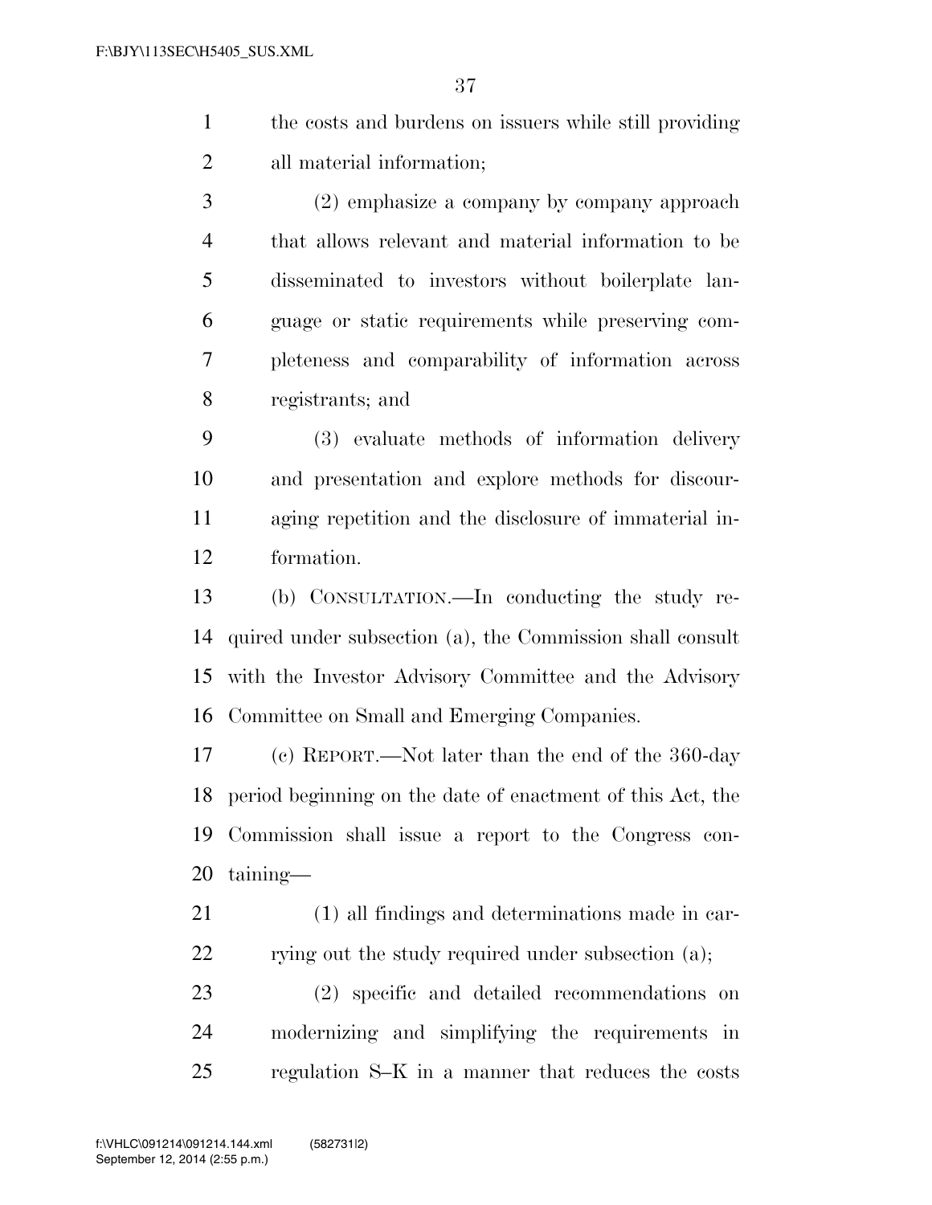the costs and burdens on issuers while still providing all material information;

(2) emphasize a company by company approach that allows relevant and material information to be disseminated to investors without boilerplate language or static requirements while preserving completeness and comparability of information across registrants; and

(3) evaluate methods of information delivery and presentation and explore methods for discouraging repetition and the disclosure of immaterial information.

(b) CONSULTATION.—In conducting the study required under subsection (a), the Commission shall consult with the Investor Advisory Committee and the Advisory Committee on Small and Emerging Companies.

(c) REPORT.—Not later than the end of the 360-day period beginning on the date of enactment of this Act, the Commission shall issue a report to the Congress containing—

(1) all findings and determinations made in carrying out the study required under subsection (a);

(2) specific and detailed recommendations on modernizing and simplifying the requirements in regulation S–K in a manner that reduces the costs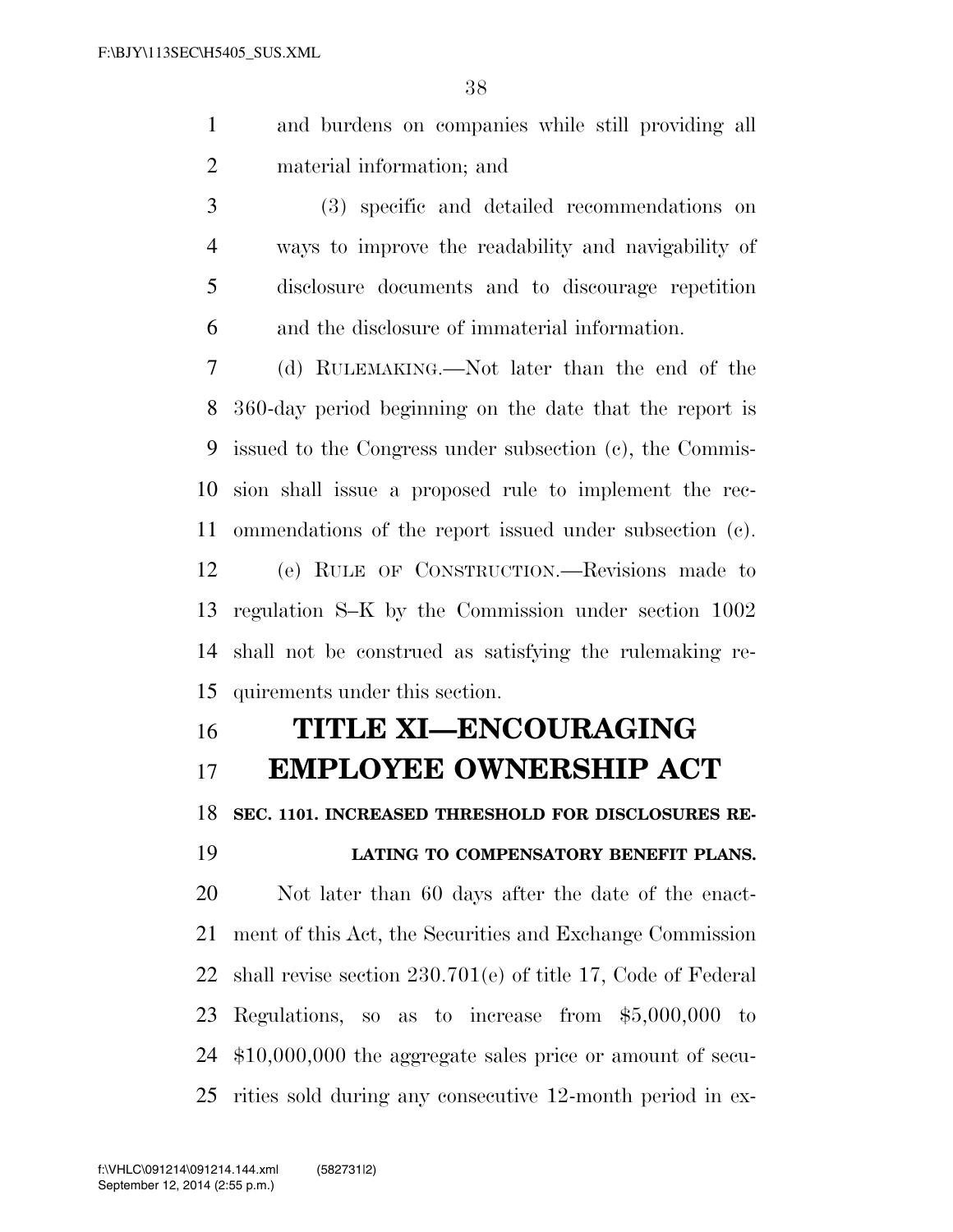and burdens on companies while still providing all material information; and

(3) specific and detailed recommendations on ways to improve the readability and navigability of disclosure documents and to discourage repetition and the disclosure of immaterial information.

(d) RULEMAKING.—Not later than the end of the 360-day period beginning on the date that the report is issued to the Congress under subsection (c), the Commission shall issue a proposed rule to implement the recommendations of the report issued under subsection (c).

(e) RULE OF CONSTRUCTION.—Revisions made to regulation S–K by the Commission under section 1002 shall not be construed as satisfying the rulemaking requirements under this section.

# TITLE XI—ENCOURAGING EMPLOYEE OWNERSHIP ACT

### SEC. 1101. INCREASED THRESHOLD FOR DISCLOSURES RELATING TO COMPENSATORY BENEFIT PLANS.

Not later than 60 days after the date of the enactment of this Act, the Securities and Exchange Commission shall revise section 230.701(e) of title 17, Code of Federal Regulations, so as to increase from $5,000,000 to $10,000,000 the aggregate sales price or amount of securities sold during any consecutive 12-month period in ex-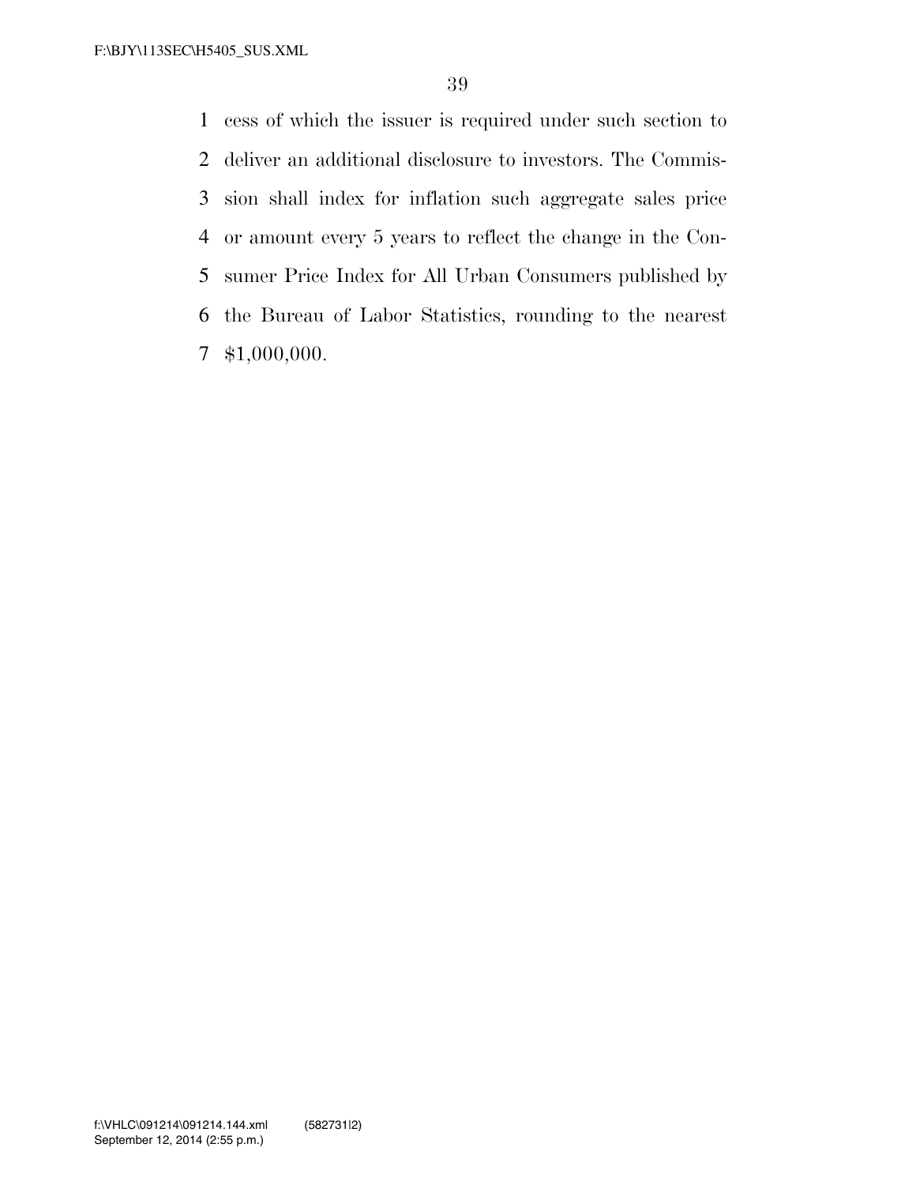cess of which the issuer is required under such section to deliver an additional disclosure to investors. The Commission shall index for inflation such aggregate sales price or amount every 5 years to reflect the change in the Consumer Price Index for All Urban Consumers published by the Bureau of Labor Statistics, rounding to the nearest $1,000,000.